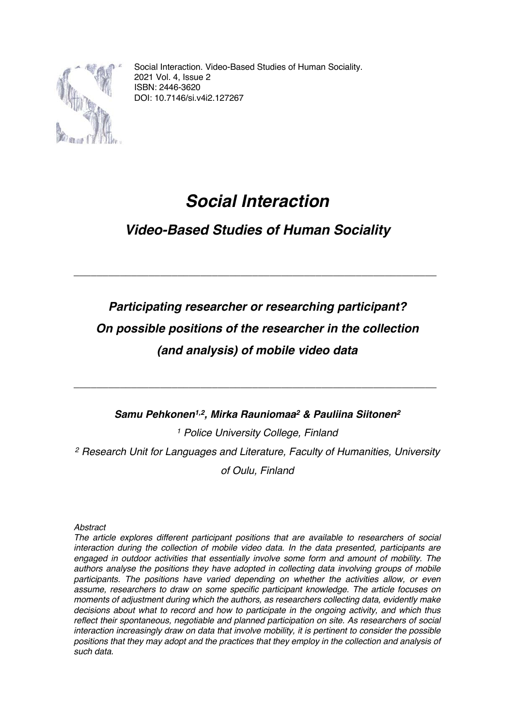Social Interaction. Video-Based Studies of Human Sociality.
2021 Vol. 4, Issue 2
ISBN: 2446-3620
DOI: 10.7146/si.v4i2.127267

# *Social Interaction*

## *Video-Based Studies of Human Sociality*

---

## *Participating researcher or researching participant? On possible positions of the researcher in the collection (and analysis) of mobile video data*

---

***Samu Pehkonen[1,2], Mirka Rauniomaa[2] & Pauliina Siitonen[2]***

*[1] Police University College, Finland*

*[2] Research Unit for Languages and Literature, Faculty of Humanities, University of Oulu, Finland*

*Abstract*

*The article explores different participant positions that are available to researchers of social interaction during the collection of mobile video data. In the data presented, participants are engaged in outdoor activities that essentially involve some form and amount of mobility. The authors analyse the positions they have adopted in collecting data involving groups of mobile participants. The positions have varied depending on whether the activities allow, or even assume, researchers to draw on some specific participant knowledge. The article focuses on moments of adjustment during which the authors, as researchers collecting data, evidently make decisions about what to record and how to participate in the ongoing activity, and which thus reflect their spontaneous, negotiable and planned participation on site. As researchers of social interaction increasingly draw on data that involve mobility, it is pertinent to consider the possible positions that they may adopt and the practices that they employ in the collection and analysis of such data.*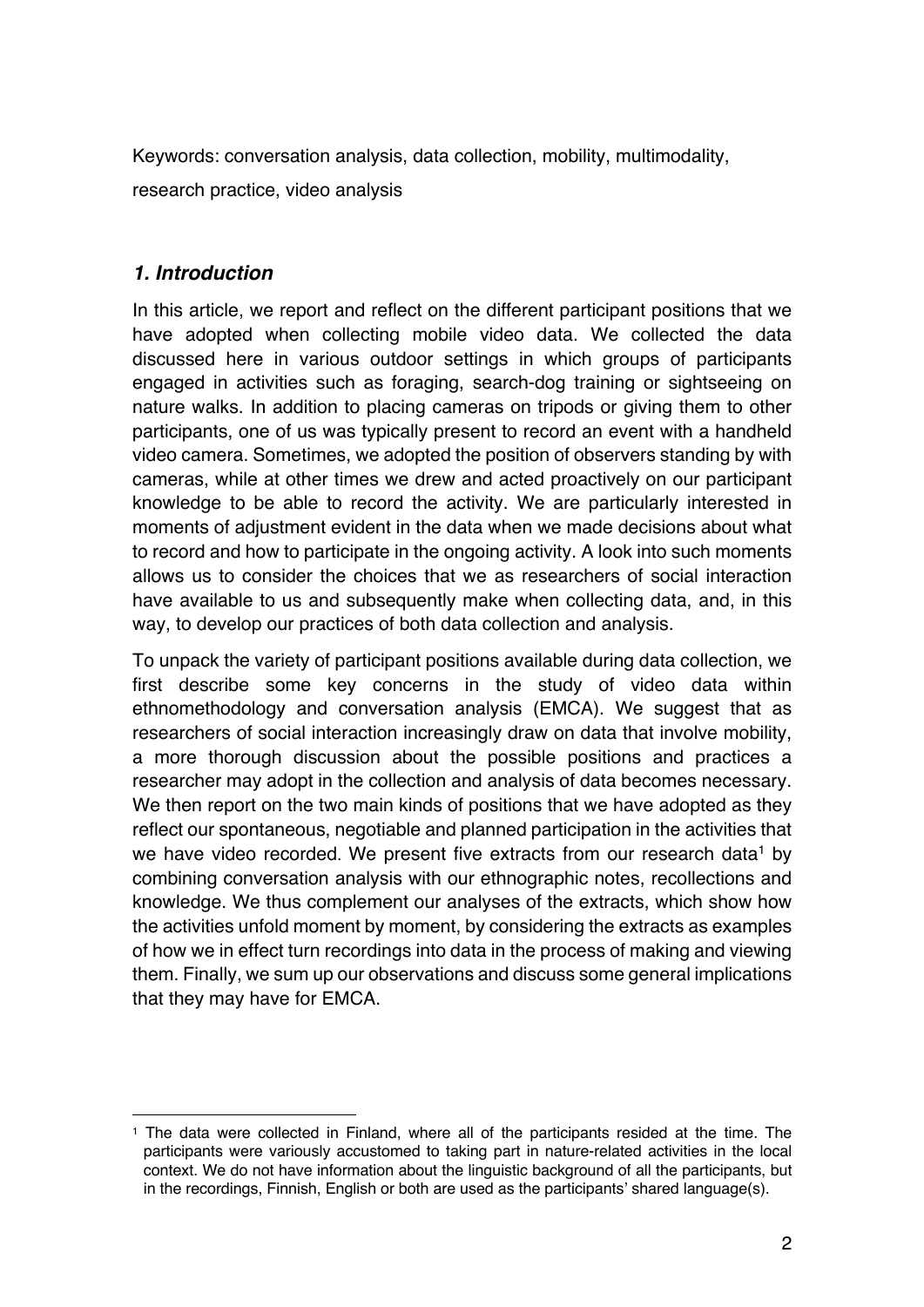Keywords: conversation analysis, data collection, mobility, multimodality, research practice, video analysis

## *1. Introduction*

In this article, we report and reflect on the different participant positions that we have adopted when collecting mobile video data. We collected the data discussed here in various outdoor settings in which groups of participants engaged in activities such as foraging, search-dog training or sightseeing on nature walks. In addition to placing cameras on tripods or giving them to other participants, one of us was typically present to record an event with a handheld video camera. Sometimes, we adopted the position of observers standing by with cameras, while at other times we drew and acted proactively on our participant knowledge to be able to record the activity. We are particularly interested in moments of adjustment evident in the data when we made decisions about what to record and how to participate in the ongoing activity. A look into such moments allows us to consider the choices that we as researchers of social interaction have available to us and subsequently make when collecting data, and, in this way, to develop our practices of both data collection and analysis.

To unpack the variety of participant positions available during data collection, we first describe some key concerns in the study of video data within ethnomethodology and conversation analysis (EMCA). We suggest that as researchers of social interaction increasingly draw on data that involve mobility, a more thorough discussion about the possible positions and practices a researcher may adopt in the collection and analysis of data becomes necessary. We then report on the two main kinds of positions that we have adopted as they reflect our spontaneous, negotiable and planned participation in the activities that we have video recorded. We present five extracts from our research data[1] by combining conversation analysis with our ethnographic notes, recollections and knowledge. We thus complement our analyses of the extracts, which show how the activities unfold moment by moment, by considering the extracts as examples of how we in effect turn recordings into data in the process of making and viewing them. Finally, we sum up our observations and discuss some general implications that they may have for EMCA.

[1] The data were collected in Finland, where all of the participants resided at the time. The participants were variously accustomed to taking part in nature-related activities in the local context. We do not have information about the linguistic background of all the participants, but in the recordings, Finnish, English or both are used as the participants' shared language(s).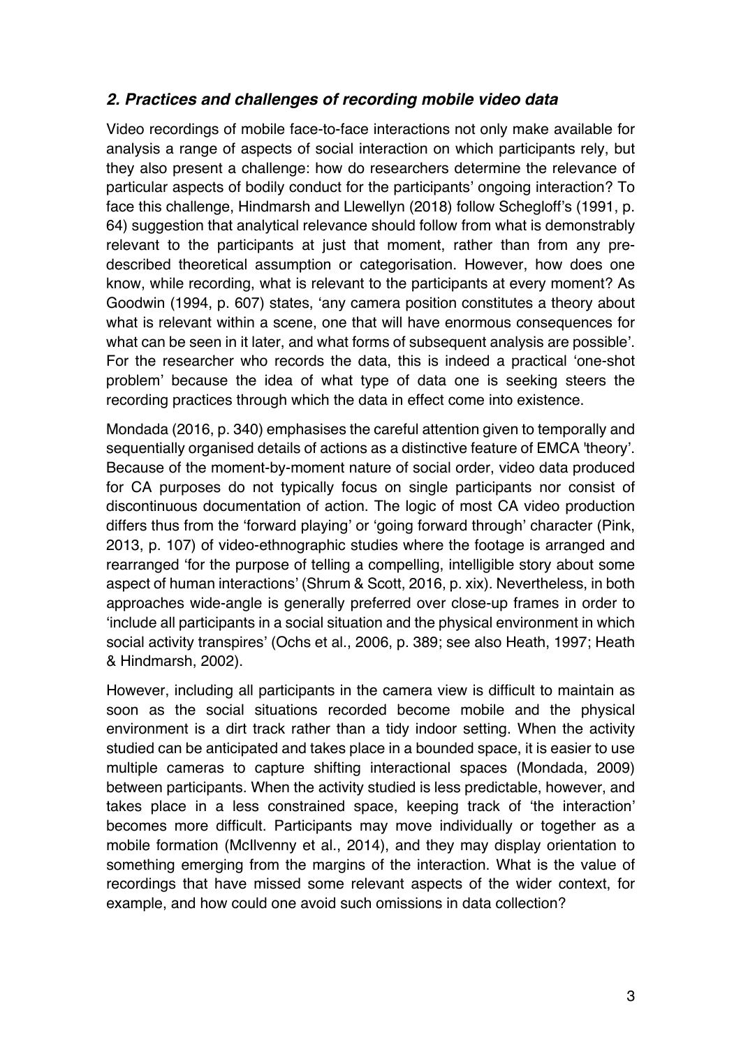## *2. Practices and challenges of recording mobile video data*

Video recordings of mobile face-to-face interactions not only make available for analysis a range of aspects of social interaction on which participants rely, but they also present a challenge: how do researchers determine the relevance of particular aspects of bodily conduct for the participants' ongoing interaction? To face this challenge, Hindmarsh and Llewellyn (2018) follow Schegloff's (1991, p. 64) suggestion that analytical relevance should follow from what is demonstrably relevant to the participants at just that moment, rather than from any pre-described theoretical assumption or categorisation. However, how does one know, while recording, what is relevant to the participants at every moment? As Goodwin (1994, p. 607) states, 'any camera position constitutes a theory about what is relevant within a scene, one that will have enormous consequences for what can be seen in it later, and what forms of subsequent analysis are possible'. For the researcher who records the data, this is indeed a practical 'one-shot problem' because the idea of what type of data one is seeking steers the recording practices through which the data in effect come into existence.

Mondada (2016, p. 340) emphasises the careful attention given to temporally and sequentially organised details of actions as a distinctive feature of EMCA 'theory'. Because of the moment-by-moment nature of social order, video data produced for CA purposes do not typically focus on single participants nor consist of discontinuous documentation of action. The logic of most CA video production differs thus from the 'forward playing' or 'going forward through' character (Pink, 2013, p. 107) of video-ethnographic studies where the footage is arranged and rearranged 'for the purpose of telling a compelling, intelligible story about some aspect of human interactions' (Shrum & Scott, 2016, p. xix). Nevertheless, in both approaches wide-angle is generally preferred over close-up frames in order to 'include all participants in a social situation and the physical environment in which social activity transpires' (Ochs et al., 2006, p. 389; see also Heath, 1997; Heath & Hindmarsh, 2002).

However, including all participants in the camera view is difficult to maintain as soon as the social situations recorded become mobile and the physical environment is a dirt track rather than a tidy indoor setting. When the activity studied can be anticipated and takes place in a bounded space, it is easier to use multiple cameras to capture shifting interactional spaces (Mondada, 2009) between participants. When the activity studied is less predictable, however, and takes place in a less constrained space, keeping track of 'the interaction' becomes more difficult. Participants may move individually or together as a mobile formation (McIlvenny et al., 2014), and they may display orientation to something emerging from the margins of the interaction. What is the value of recordings that have missed some relevant aspects of the wider context, for example, and how could one avoid such omissions in data collection?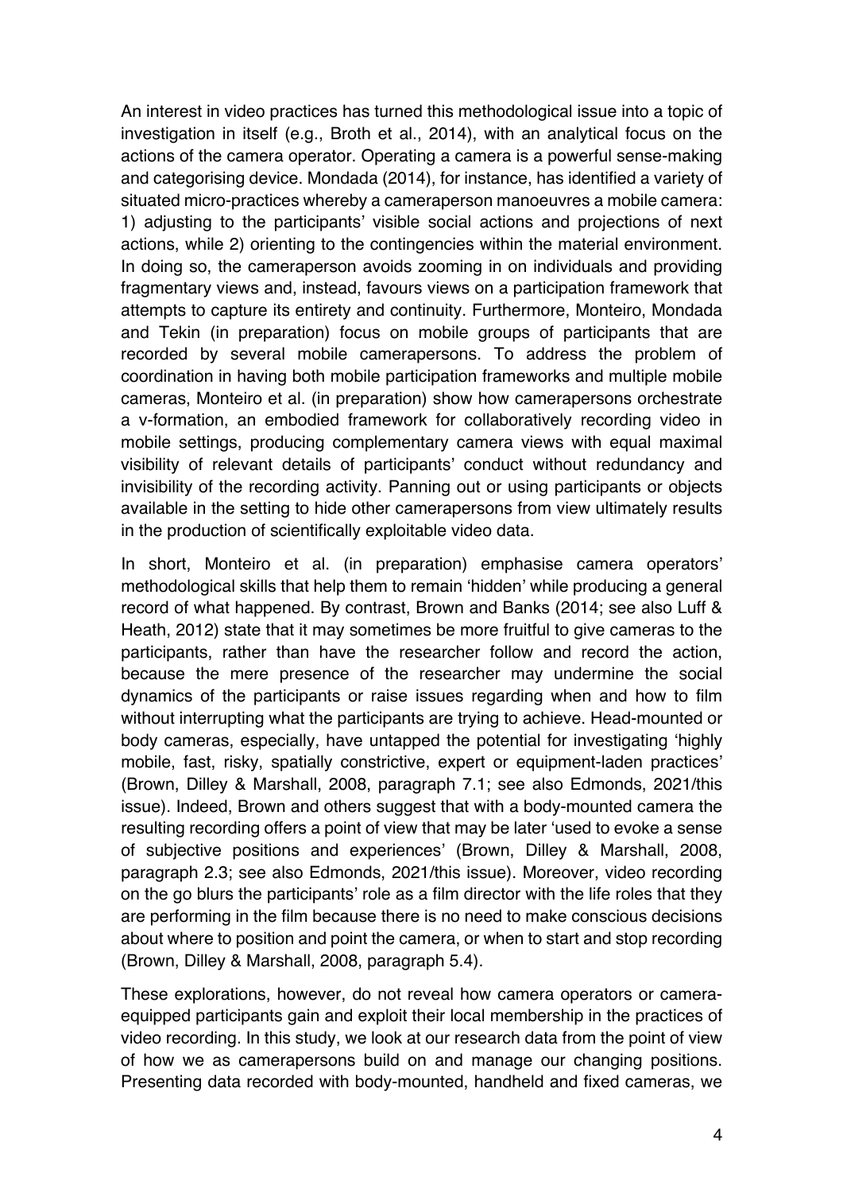An interest in video practices has turned this methodological issue into a topic of investigation in itself (e.g., Broth et al., 2014), with an analytical focus on the actions of the camera operator. Operating a camera is a powerful sense-making and categorising device. Mondada (2014), for instance, has identified a variety of situated micro-practices whereby a cameraperson manoeuvres a mobile camera: 1) adjusting to the participants' visible social actions and projections of next actions, while 2) orienting to the contingencies within the material environment. In doing so, the cameraperson avoids zooming in on individuals and providing fragmentary views and, instead, favours views on a participation framework that attempts to capture its entirety and continuity. Furthermore, Monteiro, Mondada and Tekin (in preparation) focus on mobile groups of participants that are recorded by several mobile camerapersons. To address the problem of coordination in having both mobile participation frameworks and multiple mobile cameras, Monteiro et al. (in preparation) show how camerapersons orchestrate a v-formation, an embodied framework for collaboratively recording video in mobile settings, producing complementary camera views with equal maximal visibility of relevant details of participants' conduct without redundancy and invisibility of the recording activity. Panning out or using participants or objects available in the setting to hide other camerapersons from view ultimately results in the production of scientifically exploitable video data.

In short, Monteiro et al. (in preparation) emphasise camera operators' methodological skills that help them to remain 'hidden' while producing a general record of what happened. By contrast, Brown and Banks (2014; see also Luff & Heath, 2012) state that it may sometimes be more fruitful to give cameras to the participants, rather than have the researcher follow and record the action, because the mere presence of the researcher may undermine the social dynamics of the participants or raise issues regarding when and how to film without interrupting what the participants are trying to achieve. Head-mounted or body cameras, especially, have untapped the potential for investigating 'highly mobile, fast, risky, spatially constrictive, expert or equipment-laden practices' (Brown, Dilley & Marshall, 2008, paragraph 7.1; see also Edmonds, 2021/this issue). Indeed, Brown and others suggest that with a body-mounted camera the resulting recording offers a point of view that may be later 'used to evoke a sense of subjective positions and experiences' (Brown, Dilley & Marshall, 2008, paragraph 2.3; see also Edmonds, 2021/this issue). Moreover, video recording on the go blurs the participants' role as a film director with the life roles that they are performing in the film because there is no need to make conscious decisions about where to position and point the camera, or when to start and stop recording (Brown, Dilley & Marshall, 2008, paragraph 5.4).

These explorations, however, do not reveal how camera operators or camera-equipped participants gain and exploit their local membership in the practices of video recording. In this study, we look at our research data from the point of view of how we as camerapersons build on and manage our changing positions. Presenting data recorded with body-mounted, handheld and fixed cameras, we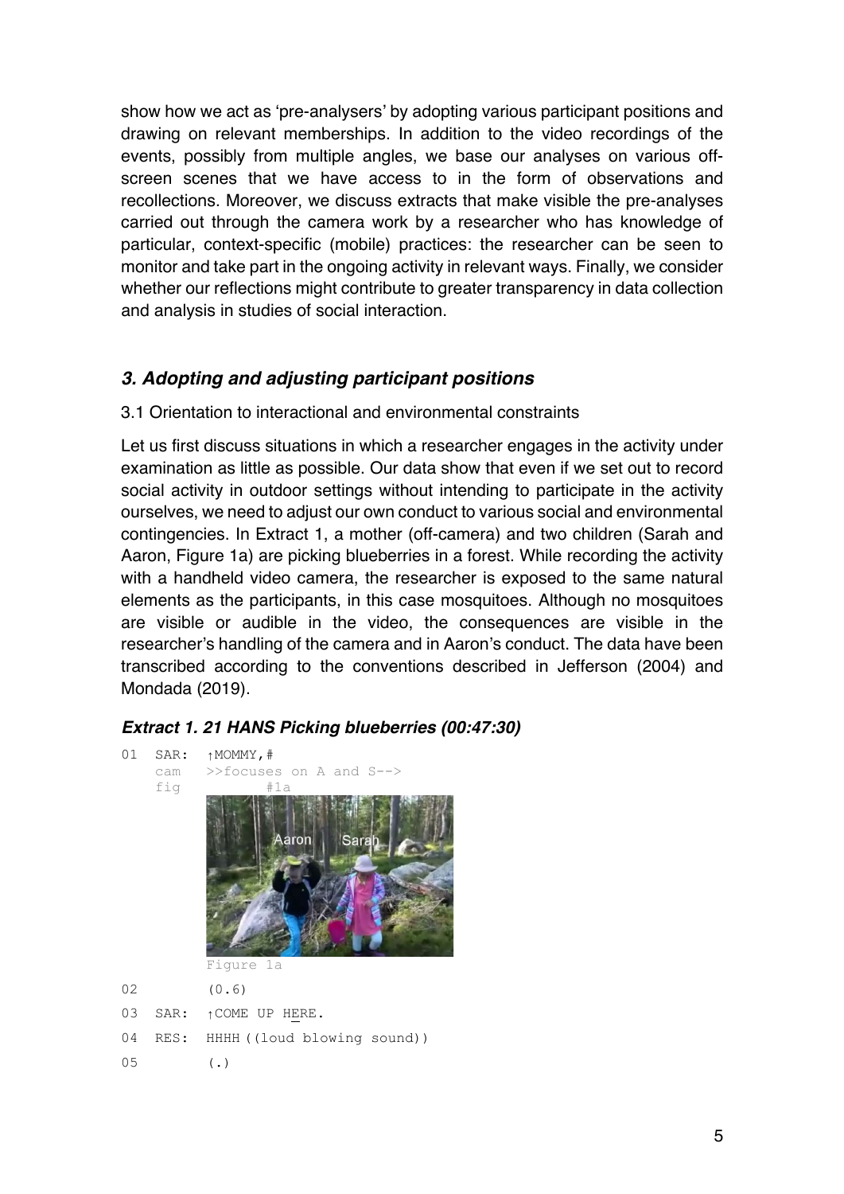show how we act as 'pre-analysers' by adopting various participant positions and drawing on relevant memberships. In addition to the video recordings of the events, possibly from multiple angles, we base our analyses on various off-screen scenes that we have access to in the form of observations and recollections. Moreover, we discuss extracts that make visible the pre-analyses carried out through the camera work by a researcher who has knowledge of particular, context-specific (mobile) practices: the researcher can be seen to monitor and take part in the ongoing activity in relevant ways. Finally, we consider whether our reflections might contribute to greater transparency in data collection and analysis in studies of social interaction.

## *3. Adopting and adjusting participant positions*

### 3.1 Orientation to interactional and environmental constraints

Let us first discuss situations in which a researcher engages in the activity under examination as little as possible. Our data show that even if we set out to record social activity in outdoor settings without intending to participate in the activity ourselves, we need to adjust our own conduct to various social and environmental contingencies. In Extract 1, a mother (off-camera) and two children (Sarah and Aaron, Figure 1a) are picking blueberries in a forest. While recording the activity with a handheld video camera, the researcher is exposed to the same natural elements as the participants, in this case mosquitoes. Although no mosquitoes are visible or audible in the video, the consequences are visible in the researcher's handling of the camera and in Aaron's conduct. The data have been transcribed according to the conventions described in Jefferson (2004) and Mondada (2019).

#### *Extract 1. 21 HANS Picking blueberries (00:47:30)*

```
01  SAR:  ↑MOMMY,#
    cam   >>focuses on A and S-->
    fig          #1a
```

Figure 1a

```
02        (0.6)
03  SAR:  ↑COME UP HERE.
04  RES:  HHHH ((loud blowing sound))
05        (.)
```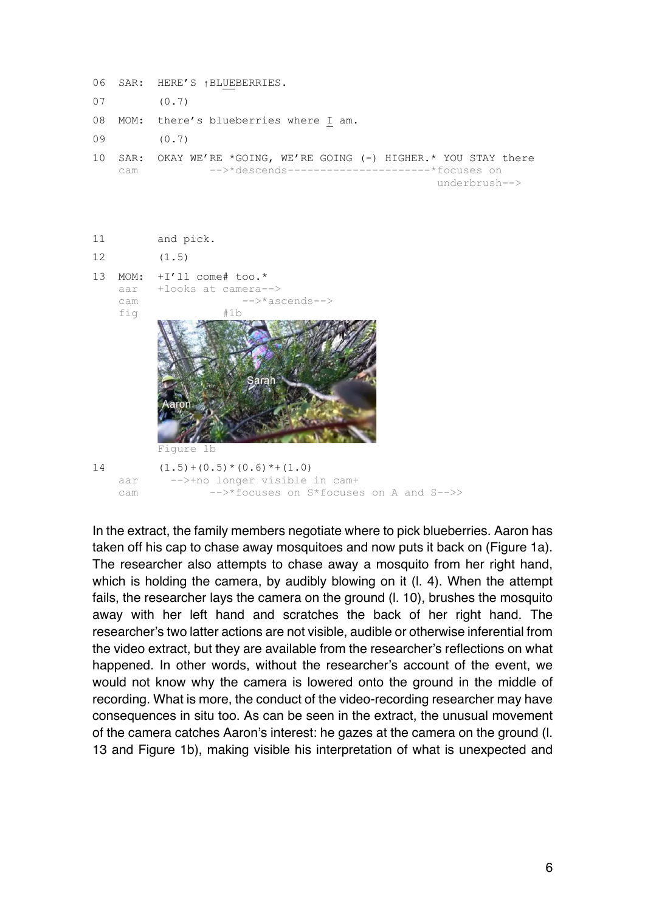```
06  SAR:  HERE'S ↑BLUEBERRIES.
07        (0.7)
08  MOM:  there's blueberries where I am.
09        (0.7)
10  SAR:  OKAY WE'RE *GOING, WE'RE GOING (-) HIGHER.* YOU STAY there
    cam          -->*descends----------------------*focuses on
                                                     underbrush-->
11        and pick.
12        (1.5)
13  MOM:  +I'll come# too.*
    aar   +looks at camera-->
    cam                  -->*ascends-->
    fig              #1b
```

Figure 1b

```
14        (1.5)+(0.5)*(0.6)*+(1.0)
    aar     -->+no longer visible in cam+
    cam            -->*focuses on S*focuses on A and S-->>
```

In the extract, the family members negotiate where to pick blueberries. Aaron has taken off his cap to chase away mosquitoes and now puts it back on (Figure 1a). The researcher also attempts to chase away a mosquito from her right hand, which is holding the camera, by audibly blowing on it (l. 4). When the attempt fails, the researcher lays the camera on the ground (l. 10), brushes the mosquito away with her left hand and scratches the back of her right hand. The researcher's two latter actions are not visible, audible or otherwise inferential from the video extract, but they are available from the researcher's reflections on what happened. In other words, without the researcher's account of the event, we would not know why the camera is lowered onto the ground in the middle of recording. What is more, the conduct of the video-recording researcher may have consequences in situ too. As can be seen in the extract, the unusual movement of the camera catches Aaron's interest: he gazes at the camera on the ground (l. 13 and Figure 1b), making visible his interpretation of what is unexpected and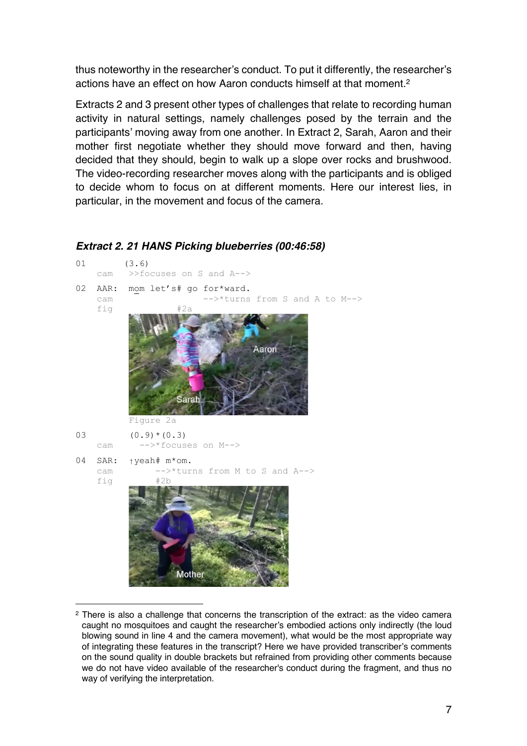thus noteworthy in the researcher's conduct. To put it differently, the researcher's actions have an effect on how Aaron conducts himself at that moment.[2]

Extracts 2 and 3 present other types of challenges that relate to recording human activity in natural settings, namely challenges posed by the terrain and the participants' moving away from one another. In Extract 2, Sarah, Aaron and their mother first negotiate whether they should move forward and then, having decided that they should, begin to walk up a slope over rocks and brushwood. The video-recording researcher moves along with the participants and is obliged to decide whom to focus on at different moments. Here our interest lies, in particular, in the movement and focus of the camera.

***Extract 2. 21 HANS Picking blueberries (00:46:58)***

```
01          (3.6)
     cam    >>focuses on S and A-->
02   AAR:   mom let's# go for*ward.
     cam                  -->*turns from S and A to M-->
     fig             #2a
            Figure 2a
03           (0.9)*(0.3)
     cam      -->*focuses on M-->
04   SAR:   ↑yeah# m*om.
     cam          -->*turns from M to S and A-->
     fig          #2b
```

---

[2] There is also a challenge that concerns the transcription of the extract: as the video camera caught no mosquitoes and caught the researcher's embodied actions only indirectly (the loud blowing sound in line 4 and the camera movement), what would be the most appropriate way of integrating these features in the transcript? Here we have provided transcriber's comments on the sound quality in double brackets but refrained from providing other comments because we do not have video available of the researcher's conduct during the fragment, and thus no way of verifying the interpretation.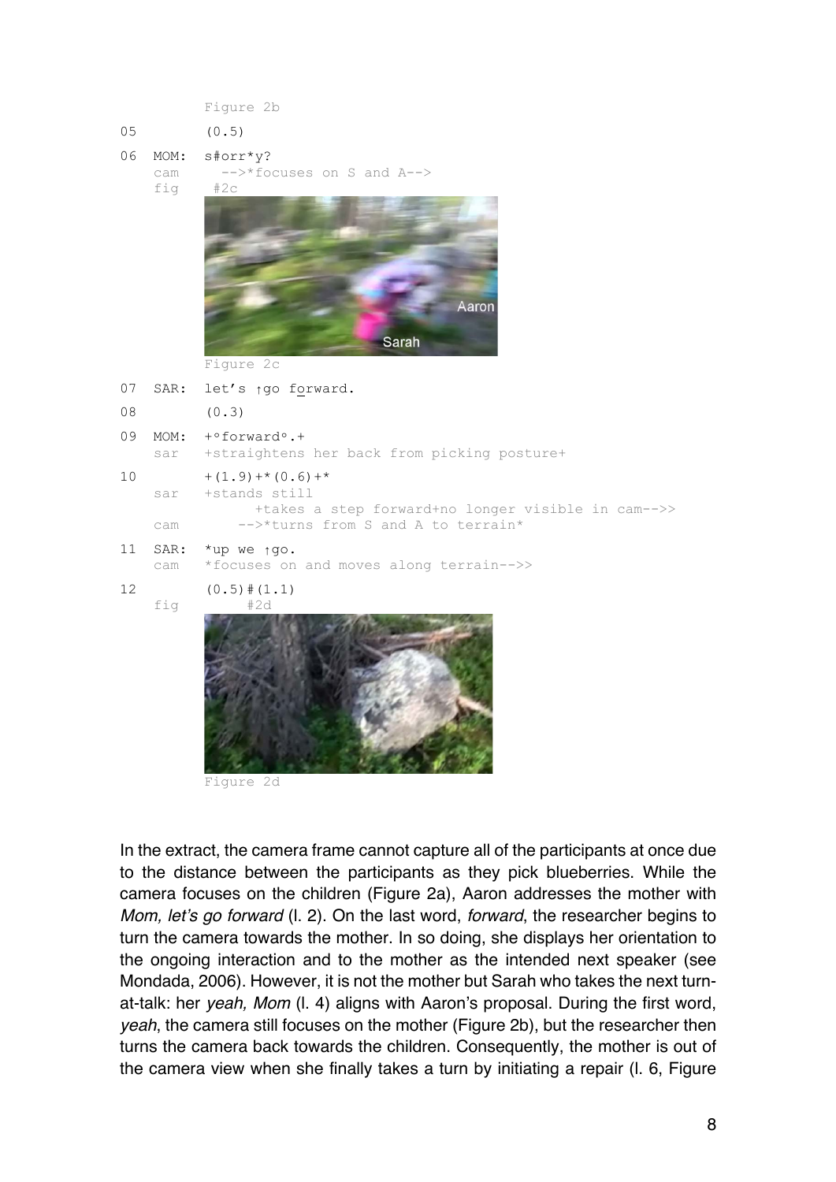```
         Figure 2b
05       (0.5)
06  MOM: s#orr*y?
    cam    -->*focuses on S and A-->
    fig   #2c
```

Figure 2c

```
07  SAR: let's ↑go fo̲rward.
08       (0.3)
09  MOM: +°forward°.+
    sar  +straightens her back from picking posture+
10       +(1.9)+*(0.6)+*
    sar  +stands still
               +takes a step forward+no longer visible in cam-->>
    cam        -->*turns from S and A to terrain*
11  SAR: *up we ↑go.
    cam  *focuses on and moves along terrain-->>
12       (0.5)#(1.1)
    fig       #2d
```

Figure 2d

In the extract, the camera frame cannot capture all of the participants at once due to the distance between the participants as they pick blueberries. While the camera focuses on the children (Figure 2a), Aaron addresses the mother with *Mom, let's go forward* (l. 2). On the last word, *forward*, the researcher begins to turn the camera towards the mother. In so doing, she displays her orientation to the ongoing interaction and to the mother as the intended next speaker (see Mondada, 2006). However, it is not the mother but Sarah who takes the next turn-at-talk: her *yeah, Mom* (l. 4) aligns with Aaron's proposal. During the first word, *yeah*, the camera still focuses on the mother (Figure 2b), but the researcher then turns the camera back towards the children. Consequently, the mother is out of the camera view when she finally takes a turn by initiating a repair (l. 6, Figure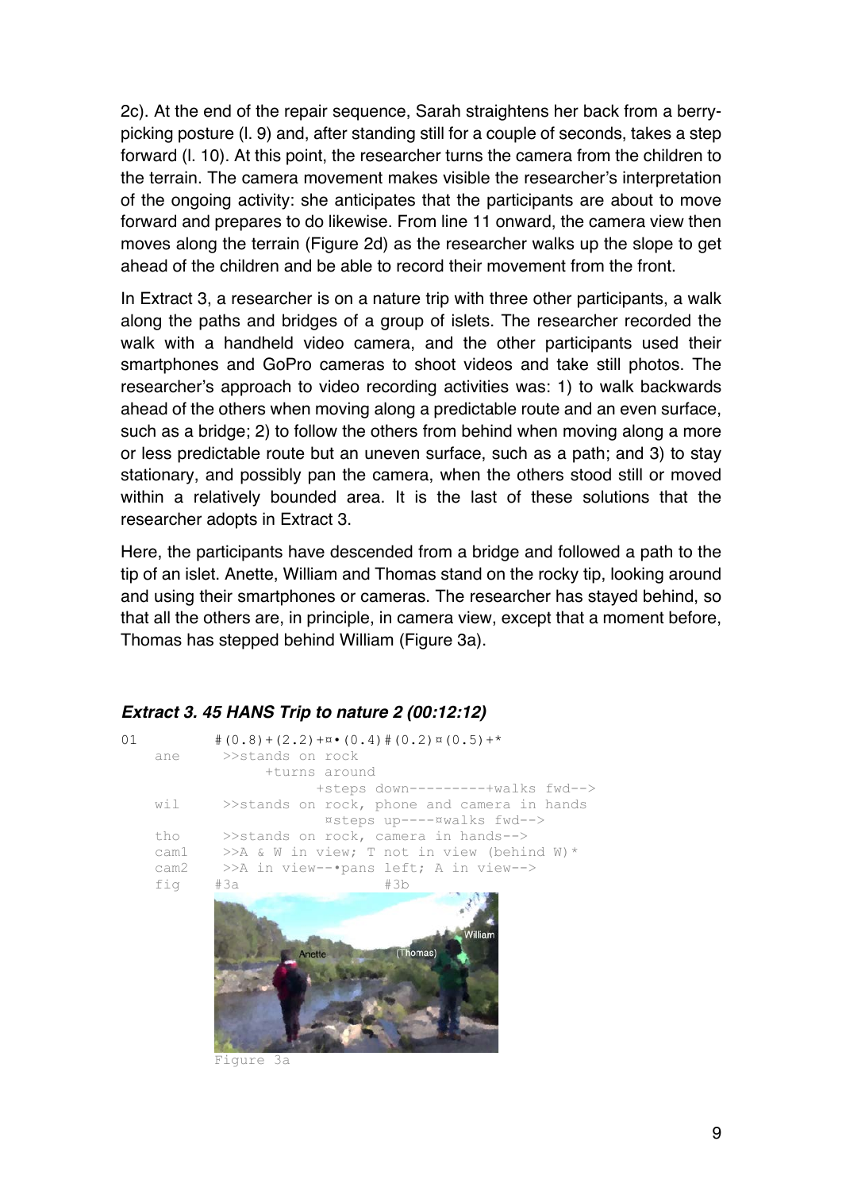2c). At the end of the repair sequence, Sarah straightens her back from a berry-picking posture (l. 9) and, after standing still for a couple of seconds, takes a step forward (l. 10). At this point, the researcher turns the camera from the children to the terrain. The camera movement makes visible the researcher's interpretation of the ongoing activity: she anticipates that the participants are about to move forward and prepares to do likewise. From line 11 onward, the camera view then moves along the terrain (Figure 2d) as the researcher walks up the slope to get ahead of the children and be able to record their movement from the front.

In Extract 3, a researcher is on a nature trip with three other participants, a walk along the paths and bridges of a group of islets. The researcher recorded the walk with a handheld video camera, and the other participants used their smartphones and GoPro cameras to shoot videos and take still photos. The researcher's approach to video recording activities was: 1) to walk backwards ahead of the others when moving along a predictable route and an even surface, such as a bridge; 2) to follow the others from behind when moving along a more or less predictable route but an uneven surface, such as a path; and 3) to stay stationary, and possibly pan the camera, when the others stood still or moved within a relatively bounded area. It is the last of these solutions that the researcher adopts in Extract 3.

Here, the participants have descended from a bridge and followed a path to the tip of an islet. Anette, William and Thomas stand on the rocky tip, looking around and using their smartphones or cameras. The researcher has stayed behind, so that all the others are, in principle, in camera view, except that a moment before, Thomas has stepped behind William (Figure 3a).

***Extract 3. 45 HANS Trip to nature 2 (00:12:12)***

```
01        #(0.8)+(2.2)+¤•(0.4)#(0.2)¤(0.5)+*
    ane    >>stands on rock
                +turns around
                       +steps down---------+walks fwd-->
    wil    >>stands on rock, phone and camera in hands
                        ¤steps up----¤walks fwd-->
    tho    >>stands on rock, camera in hands-->
    cam1   >>A & W in view; T not in view (behind W)*
    cam2   >>A in view--•pans left; A in view-->
    fig   #3a                   #3b
```

Figure 3a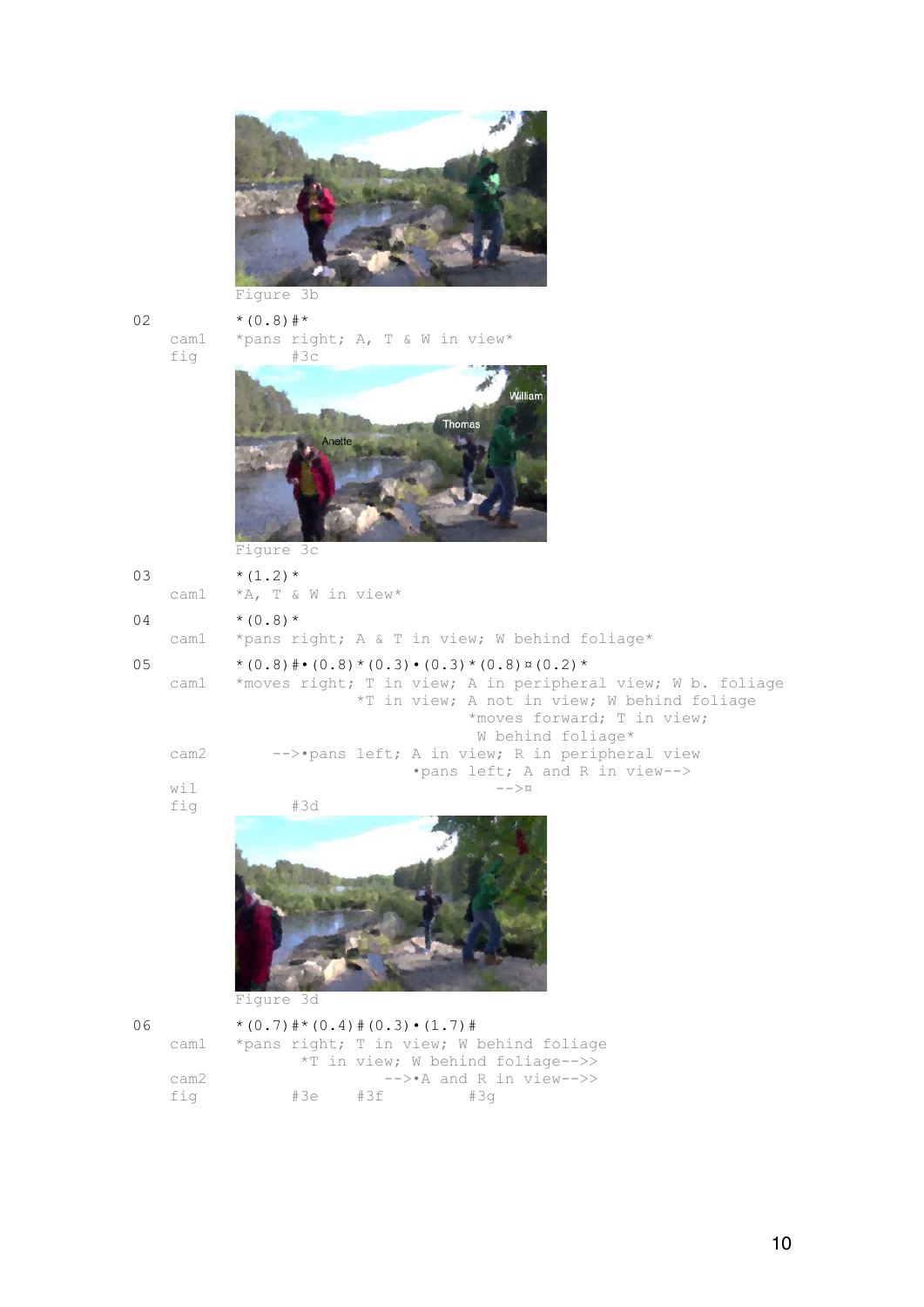Figure 3b

```
02          *(0.8)#*
    cam1    *pans right; A, T & W in view*
    fig          #3c
```

Figure 3c

```
03          *(1.2)*
    cam1    *A, T & W in view*
04          *(0.8)*
    cam1    *pans right; A & T in view; W behind foliage*
05          *(0.8)#•(0.8)*(0.3)•(0.3)*(0.8)¤(0.2)*
    cam1    *moves right; T in view; A in peripheral view; W b. foliage
                          *T in view; A not in view; W behind foliage
                                        *moves forward; T in view;
                                         W behind foliage*
    cam2        -->•pans left; A in view; R in peripheral view
                              •pans left; A and R in view-->
    wil                                       -->¤
    fig          #3d
```

Figure 3d

```
06          *(0.7)#*(0.4)#(0.3)•(1.7)#
    cam1    *pans right; T in view; W behind foliage
                 *T in view; W behind foliage-->>
    cam2                    -->•A and R in view-->>
    fig          #3e    #3f          #3g
```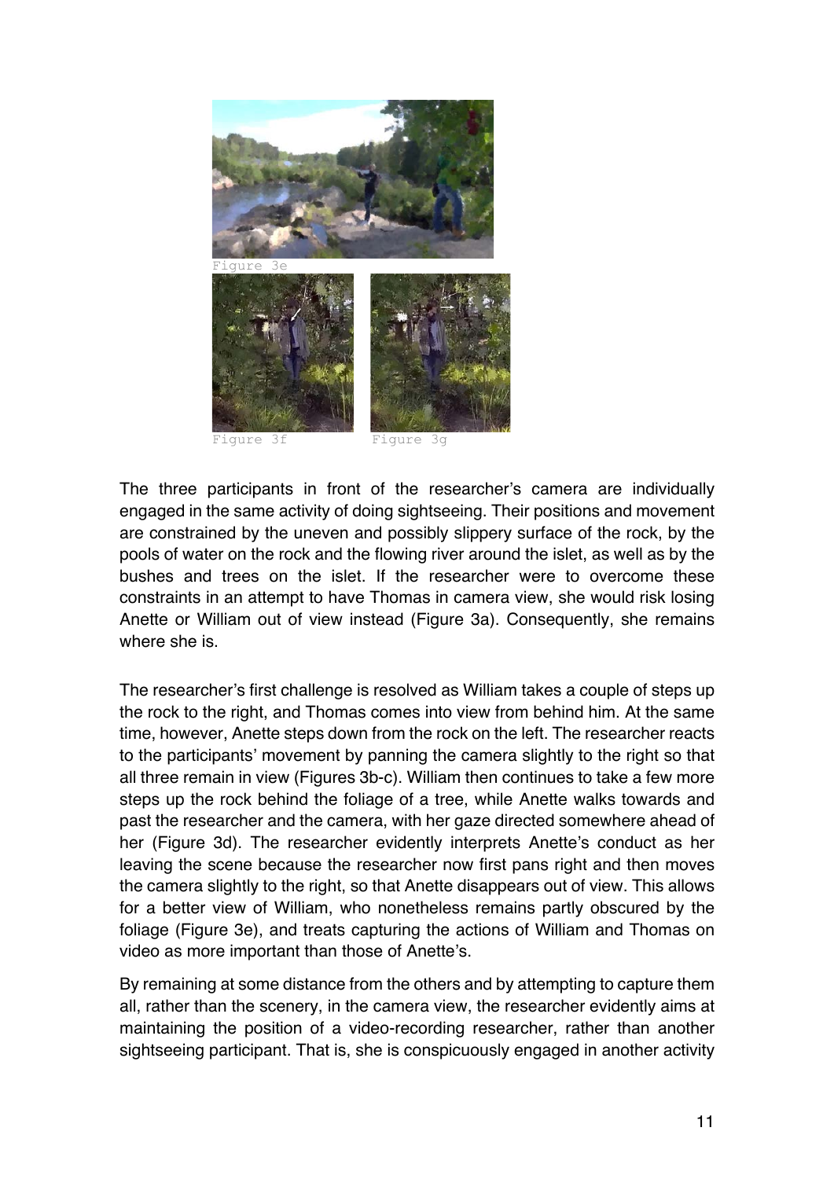Figure 3e

Figure 3f

Figure 3g

The three participants in front of the researcher's camera are individually engaged in the same activity of doing sightseeing. Their positions and movement are constrained by the uneven and possibly slippery surface of the rock, by the pools of water on the rock and the flowing river around the islet, as well as by the bushes and trees on the islet. If the researcher were to overcome these constraints in an attempt to have Thomas in camera view, she would risk losing Anette or William out of view instead (Figure 3a). Consequently, she remains where she is.

The researcher's first challenge is resolved as William takes a couple of steps up the rock to the right, and Thomas comes into view from behind him. At the same time, however, Anette steps down from the rock on the left. The researcher reacts to the participants' movement by panning the camera slightly to the right so that all three remain in view (Figures 3b-c). William then continues to take a few more steps up the rock behind the foliage of a tree, while Anette walks towards and past the researcher and the camera, with her gaze directed somewhere ahead of her (Figure 3d). The researcher evidently interprets Anette's conduct as her leaving the scene because the researcher now first pans right and then moves the camera slightly to the right, so that Anette disappears out of view. This allows for a better view of William, who nonetheless remains partly obscured by the foliage (Figure 3e), and treats capturing the actions of William and Thomas on video as more important than those of Anette's.

By remaining at some distance from the others and by attempting to capture them all, rather than the scenery, in the camera view, the researcher evidently aims at maintaining the position of a video-recording researcher, rather than another sightseeing participant. That is, she is conspicuously engaged in another activity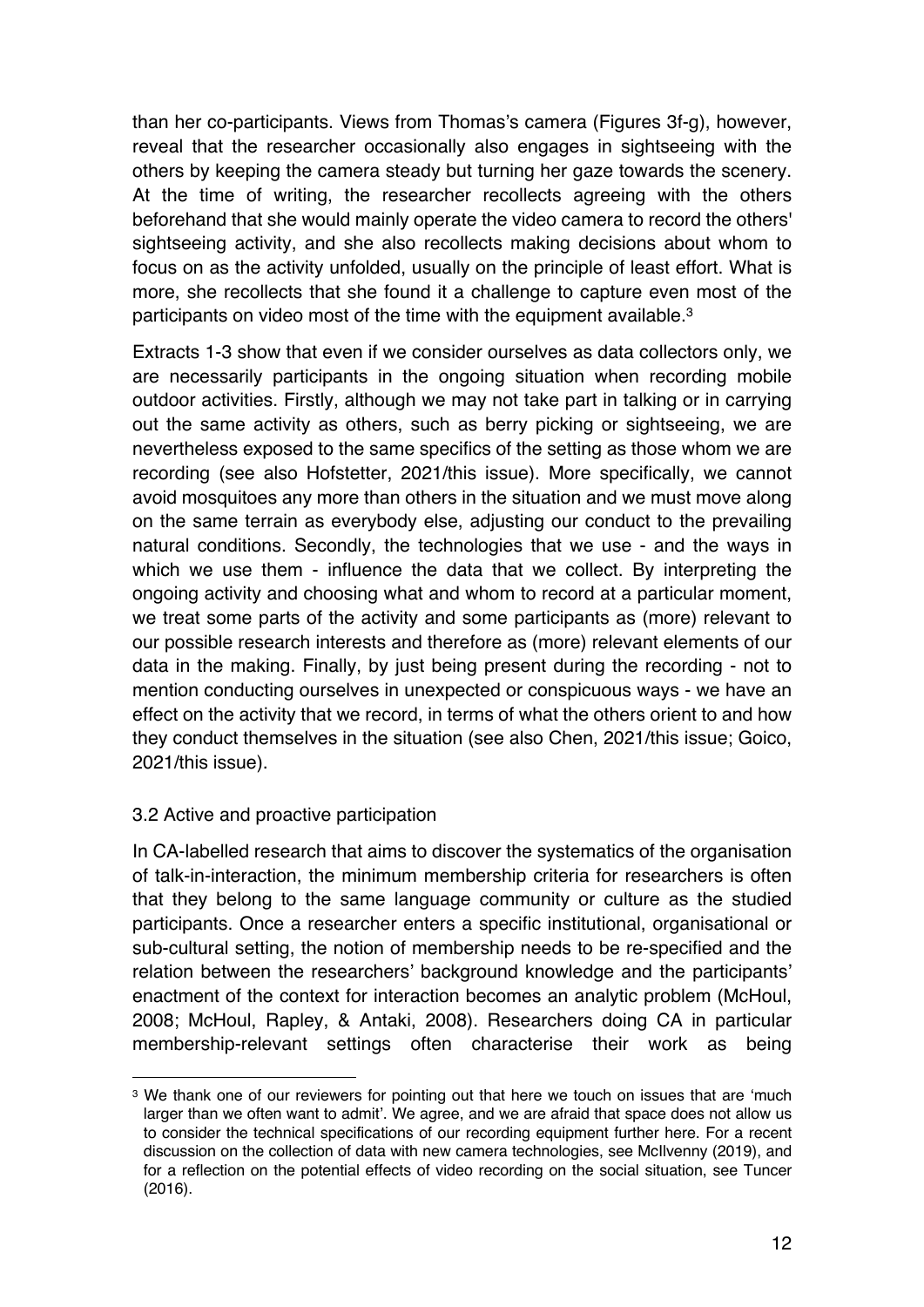than her co-participants. Views from Thomas's camera (Figures 3f-g), however, reveal that the researcher occasionally also engages in sightseeing with the others by keeping the camera steady but turning her gaze towards the scenery. At the time of writing, the researcher recollects agreeing with the others beforehand that she would mainly operate the video camera to record the others' sightseeing activity, and she also recollects making decisions about whom to focus on as the activity unfolded, usually on the principle of least effort. What is more, she recollects that she found it a challenge to capture even most of the participants on video most of the time with the equipment available.[3]

Extracts 1-3 show that even if we consider ourselves as data collectors only, we are necessarily participants in the ongoing situation when recording mobile outdoor activities. Firstly, although we may not take part in talking or in carrying out the same activity as others, such as berry picking or sightseeing, we are nevertheless exposed to the same specifics of the setting as those whom we are recording (see also Hofstetter, 2021/this issue). More specifically, we cannot avoid mosquitoes any more than others in the situation and we must move along on the same terrain as everybody else, adjusting our conduct to the prevailing natural conditions. Secondly, the technologies that we use - and the ways in which we use them - influence the data that we collect. By interpreting the ongoing activity and choosing what and whom to record at a particular moment, we treat some parts of the activity and some participants as (more) relevant to our possible research interests and therefore as (more) relevant elements of our data in the making. Finally, by just being present during the recording - not to mention conducting ourselves in unexpected or conspicuous ways - we have an effect on the activity that we record, in terms of what the others orient to and how they conduct themselves in the situation (see also Chen, 2021/this issue; Goico, 2021/this issue).

### 3.2 Active and proactive participation

In CA-labelled research that aims to discover the systematics of the organisation of talk-in-interaction, the minimum membership criteria for researchers is often that they belong to the same language community or culture as the studied participants. Once a researcher enters a specific institutional, organisational or sub-cultural setting, the notion of membership needs to be re-specified and the relation between the researchers' background knowledge and the participants' enactment of the context for interaction becomes an analytic problem (McHoul, 2008; McHoul, Rapley, & Antaki, 2008). Researchers doing CA in particular membership-relevant settings often characterise their work as being

---

[3] We thank one of our reviewers for pointing out that here we touch on issues that are 'much larger than we often want to admit'. We agree, and we are afraid that space does not allow us to consider the technical specifications of our recording equipment further here. For a recent discussion on the collection of data with new camera technologies, see McIlvenny (2019), and for a reflection on the potential effects of video recording on the social situation, see Tuncer (2016).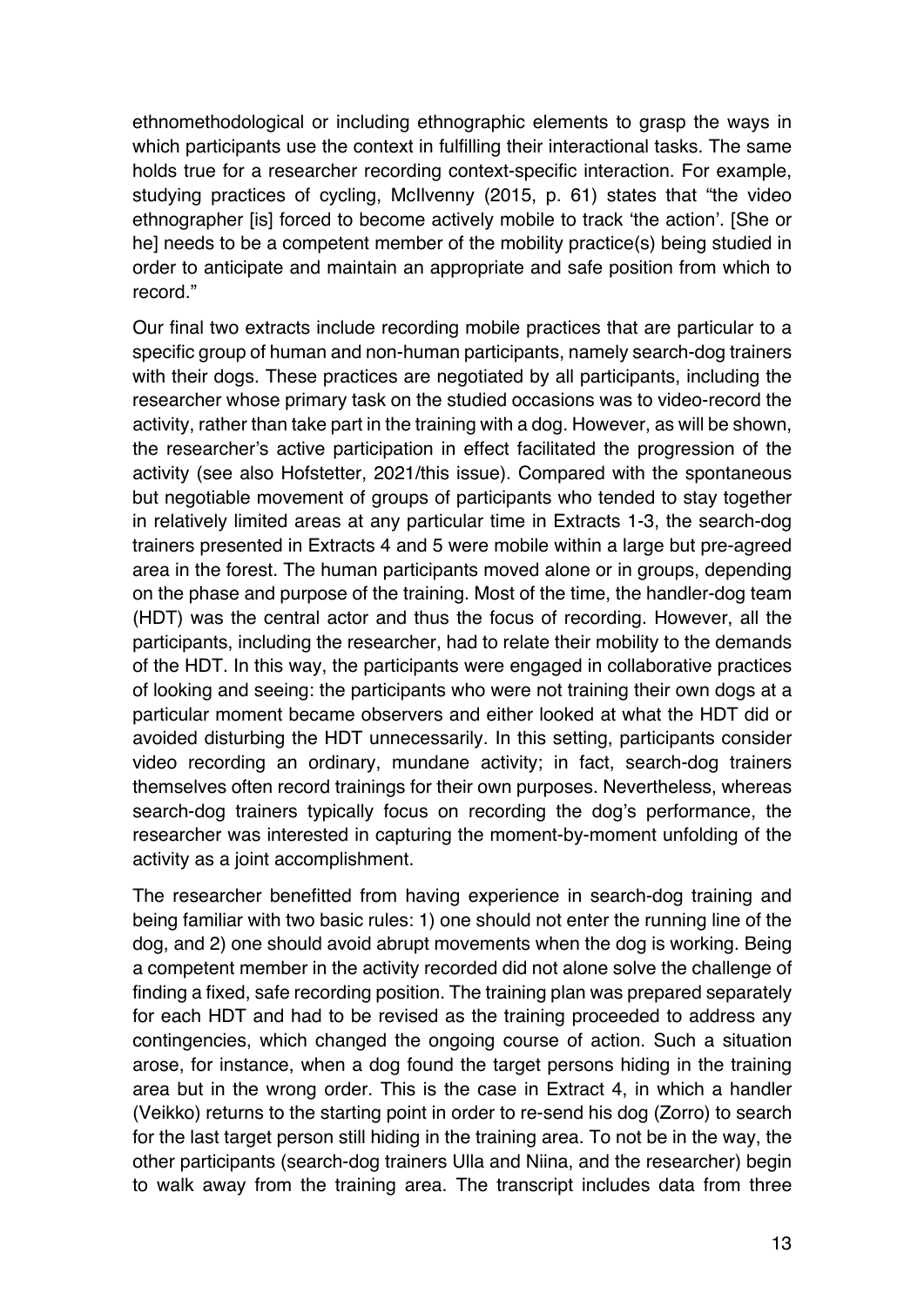ethnomethodological or including ethnographic elements to grasp the ways in which participants use the context in fulfilling their interactional tasks. The same holds true for a researcher recording context-specific interaction. For example, studying practices of cycling, McIlvenny (2015, p. 61) states that "the video ethnographer [is] forced to become actively mobile to track 'the action'. [She or he] needs to be a competent member of the mobility practice(s) being studied in order to anticipate and maintain an appropriate and safe position from which to record."

Our final two extracts include recording mobile practices that are particular to a specific group of human and non-human participants, namely search-dog trainers with their dogs. These practices are negotiated by all participants, including the researcher whose primary task on the studied occasions was to video-record the activity, rather than take part in the training with a dog. However, as will be shown, the researcher's active participation in effect facilitated the progression of the activity (see also Hofstetter, 2021/this issue). Compared with the spontaneous but negotiable movement of groups of participants who tended to stay together in relatively limited areas at any particular time in Extracts 1-3, the search-dog trainers presented in Extracts 4 and 5 were mobile within a large but pre-agreed area in the forest. The human participants moved alone or in groups, depending on the phase and purpose of the training. Most of the time, the handler-dog team (HDT) was the central actor and thus the focus of recording. However, all the participants, including the researcher, had to relate their mobility to the demands of the HDT. In this way, the participants were engaged in collaborative practices of looking and seeing: the participants who were not training their own dogs at a particular moment became observers and either looked at what the HDT did or avoided disturbing the HDT unnecessarily. In this setting, participants consider video recording an ordinary, mundane activity; in fact, search-dog trainers themselves often record trainings for their own purposes. Nevertheless, whereas search-dog trainers typically focus on recording the dog's performance, the researcher was interested in capturing the moment-by-moment unfolding of the activity as a joint accomplishment.

The researcher benefitted from having experience in search-dog training and being familiar with two basic rules: 1) one should not enter the running line of the dog, and 2) one should avoid abrupt movements when the dog is working. Being a competent member in the activity recorded did not alone solve the challenge of finding a fixed, safe recording position. The training plan was prepared separately for each HDT and had to be revised as the training proceeded to address any contingencies, which changed the ongoing course of action. Such a situation arose, for instance, when a dog found the target persons hiding in the training area but in the wrong order. This is the case in Extract 4, in which a handler (Veikko) returns to the starting point in order to re-send his dog (Zorro) to search for the last target person still hiding in the training area. To not be in the way, the other participants (search-dog trainers Ulla and Niina, and the researcher) begin to walk away from the training area. The transcript includes data from three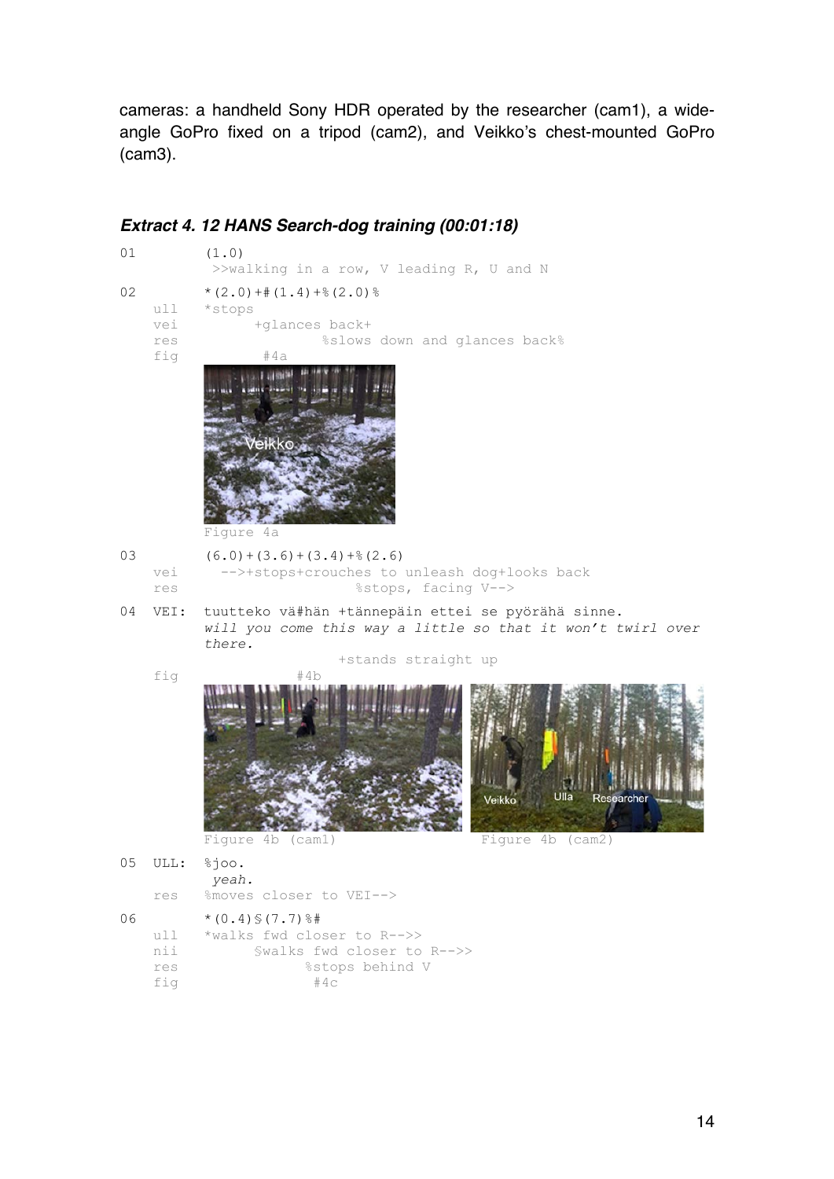cameras: a handheld Sony HDR operated by the researcher (cam1), a wide-angle GoPro fixed on a tripod (cam2), and Veikko's chest-mounted GoPro (cam3).

### *Extract 4. 12 HANS Search-dog training (00:01:18)*

```
01        (1.0)
           >>walking in a row, V leading R, U and N
02        *(2.0)+#(1.4)+%(2.0)%
    ull   *stops
    vei         +glances back+
    res                  %slows down and glances back%
    fig          #4a
```

Figure 4a

```
03        (6.0)+(3.6)+(3.4)+%(2.6)
    vei     -->+stops+crouches to unleash dog+looks back
    res                        %stops, facing V-->
04  VEI:  tuutteko vä#hän +tännepäin ettei se pyörähä sinne.
          will you come this way a little so that it won't twirl over
          there.
                            +stands straight up
    fig               #4b
```

Figure 4b (cam1)

Figure 4b (cam2)

```
05  ULL:  %joo.
           yeah.
    res   %moves closer to VEI-->
06        *(0.4)$(7.7)%#
    ull   *walks fwd closer to R-->>
    nii         $walks fwd closer to R-->>
    res               %stops behind V
    fig                #4c
```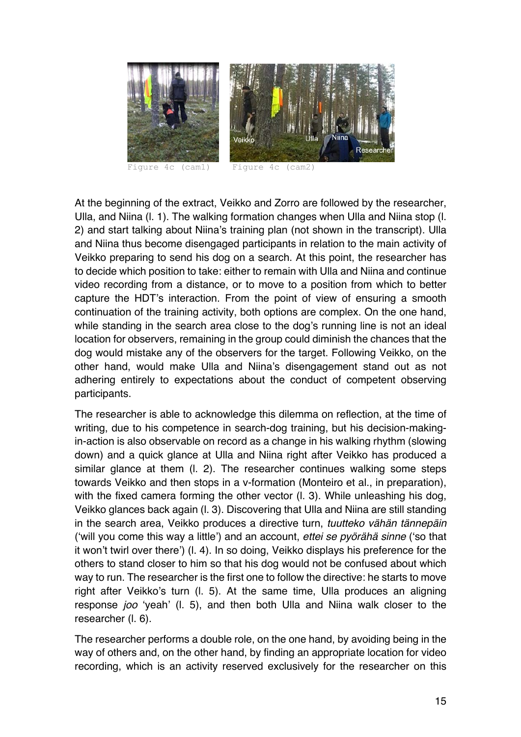Figure 4c (cam1) Figure 4c (cam2)

At the beginning of the extract, Veikko and Zorro are followed by the researcher, Ulla, and Niina (l. 1). The walking formation changes when Ulla and Niina stop (l. 2) and start talking about Niina's training plan (not shown in the transcript). Ulla and Niina thus become disengaged participants in relation to the main activity of Veikko preparing to send his dog on a search. At this point, the researcher has to decide which position to take: either to remain with Ulla and Niina and continue video recording from a distance, or to move to a position from which to better capture the HDT's interaction. From the point of view of ensuring a smooth continuation of the training activity, both options are complex. On the one hand, while standing in the search area close to the dog's running line is not an ideal location for observers, remaining in the group could diminish the chances that the dog would mistake any of the observers for the target. Following Veikko, on the other hand, would make Ulla and Niina's disengagement stand out as not adhering entirely to expectations about the conduct of competent observing participants.

The researcher is able to acknowledge this dilemma on reflection, at the time of writing, due to his competence in search-dog training, but his decision-making-in-action is also observable on record as a change in his walking rhythm (slowing down) and a quick glance at Ulla and Niina right after Veikko has produced a similar glance at them (l. 2). The researcher continues walking some steps towards Veikko and then stops in a v-formation (Monteiro et al., in preparation), with the fixed camera forming the other vector (l. 3). While unleashing his dog, Veikko glances back again (l. 3). Discovering that Ulla and Niina are still standing in the search area, Veikko produces a directive turn, *tuutteko vähän tännepäin* ('will you come this way a little') and an account, *ettei se pyörähä sinne* ('so that it won't twirl over there') (l. 4). In so doing, Veikko displays his preference for the others to stand closer to him so that his dog would not be confused about which way to run. The researcher is the first one to follow the directive: he starts to move right after Veikko's turn (l. 5). At the same time, Ulla produces an aligning response *joo* 'yeah' (l. 5), and then both Ulla and Niina walk closer to the researcher (l. 6).

The researcher performs a double role, on the one hand, by avoiding being in the way of others and, on the other hand, by finding an appropriate location for video recording, which is an activity reserved exclusively for the researcher on this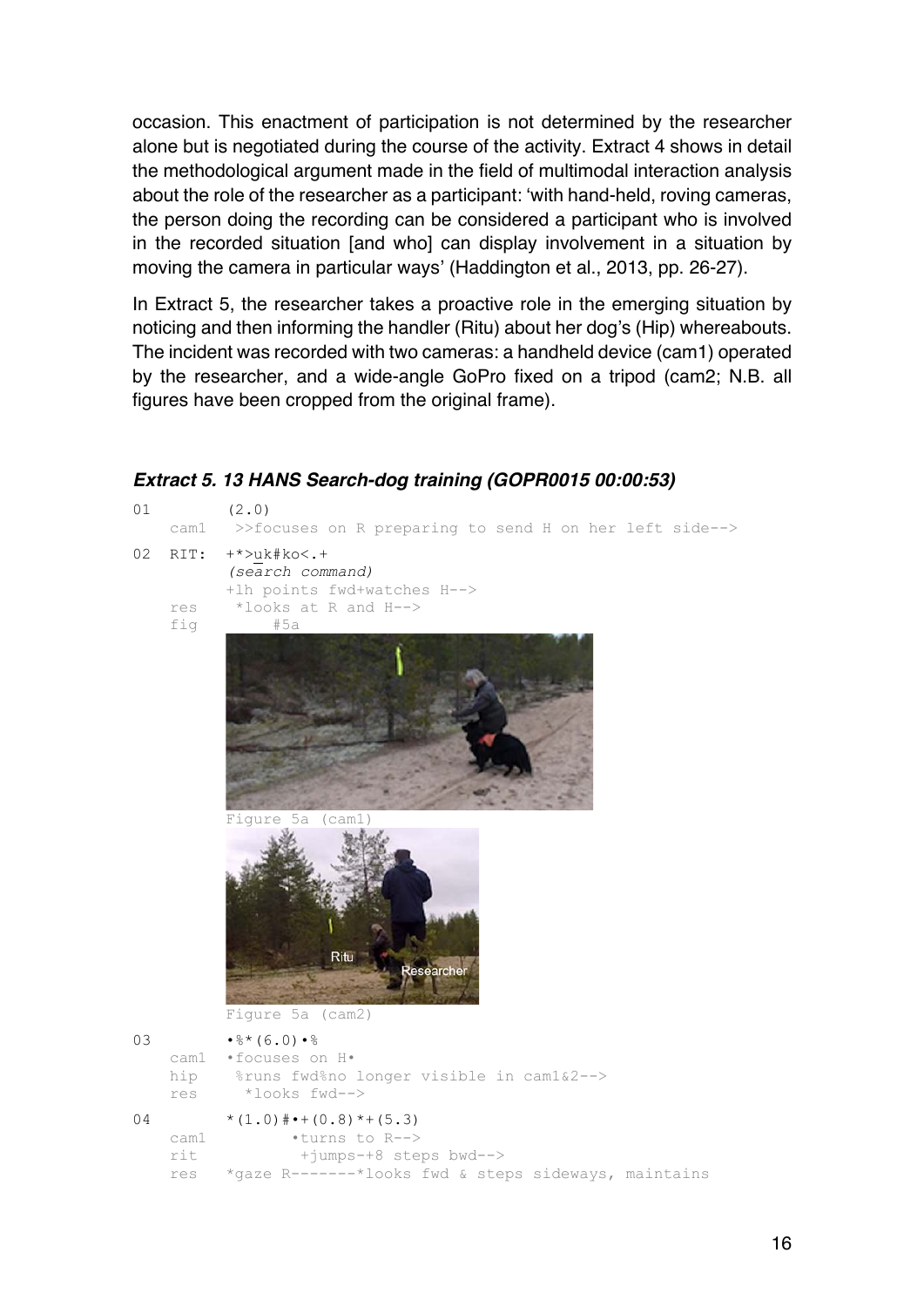occasion. This enactment of participation is not determined by the researcher alone but is negotiated during the course of the activity. Extract 4 shows in detail the methodological argument made in the field of multimodal interaction analysis about the role of the researcher as a participant: 'with hand-held, roving cameras, the person doing the recording can be considered a participant who is involved in the recorded situation [and who] can display involvement in a situation by moving the camera in particular ways' (Haddington et al., 2013, pp. 26-27).

In Extract 5, the researcher takes a proactive role in the emerging situation by noticing and then informing the handler (Ritu) about her dog's (Hip) whereabouts. The incident was recorded with two cameras: a handheld device (cam1) operated by the researcher, and a wide-angle GoPro fixed on a tripod (cam2; N.B. all figures have been cropped from the original frame).

***Extract 5. 13 HANS Search-dog training (GOPR0015 00:00:53)***

```
01          (2.0)
    cam1     >>focuses on R preparing to send H on her left side-->
02  RIT:    +*>uk#ko<.+
            (search command)
            +lh points fwd+watches H-->
    res      *looks at R and H-->
    fig          #5a
```

Figure 5a (cam1)

Figure 5a (cam2)

```
03          •%*(6.0)•%
    cam1    •focuses on H•
    hip      %runs fwd%no longer visible in cam1&2-->
    res       *looks fwd-->
04          *(1.0)#•+(0.8)*+(5.3)
    cam1           •turns to R-->
    rit             +jumps-+8 steps bwd-->
    res     *gaze R-------*looks fwd & steps sideways, maintains
```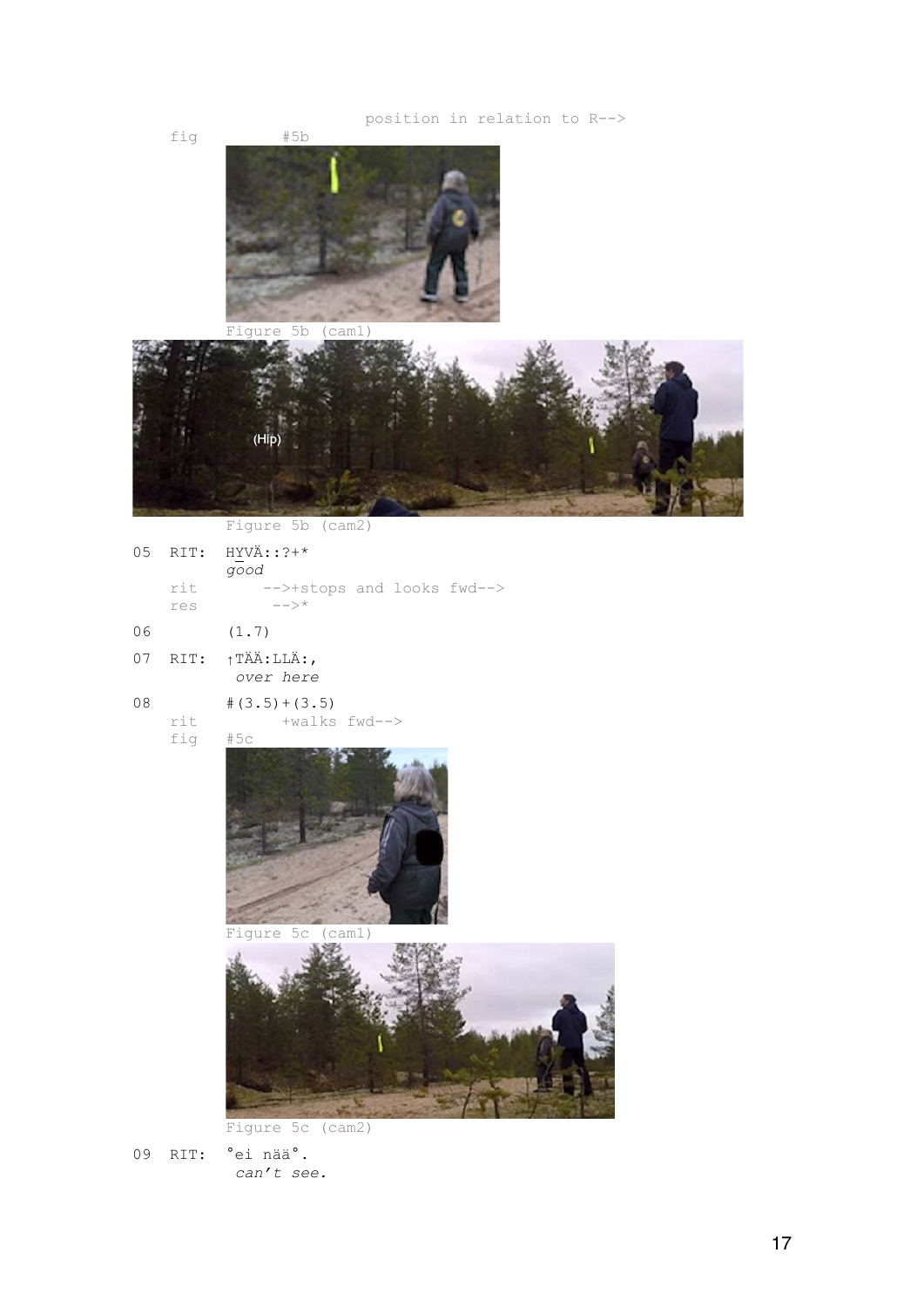```
                          position in relation to R-->
    fig         #5b
```

Figure 5b (cam1)

(Hip)

Figure 5b (cam2)

```
05  RIT:  HYVÄ::?+*
          good
    rit       -->+stops and looks fwd-->
    res        -->*
06        (1.7)
07  RIT:  ↑TÄÄ:LLÄ:,
           over here
08        #(3.5)+(3.5)
    rit         +walks fwd-->
    fig   #5c
```

Figure 5c (cam1)

Figure 5c (cam2)

```
09  RIT:  °ei nää°.
           can't see.
```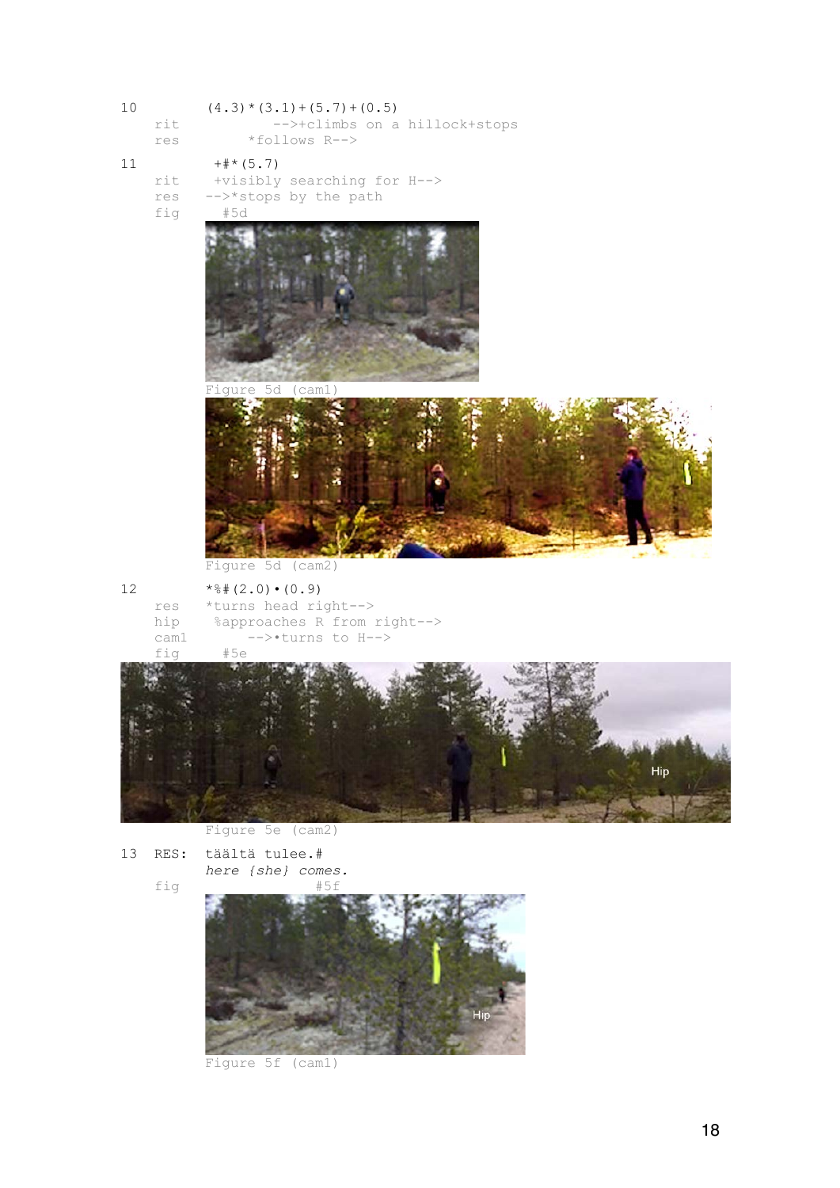```
10        (4.3)*(3.1)+(5.7)+(0.5)
    rit          -->+climbs on a hillock+stops
    res       *follows R-->

11         +#*(5.7)
    rit    +visibly searching for H-->
    res   -->*stops by the path
    fig     #5d
```

Figure 5d (cam1)

Figure 5d (cam2)

```
12        *%#(2.0)•(0.9)
    res   *turns head right-->
    hip    %approaches R from right-->
    cam1       -->•turns to H-->
    fig      #5e
```

Figure 5e (cam2)

```
13  RES:  täältä tulee.#
          here {she} comes.
    fig                #5f
```

Figure 5f (cam1)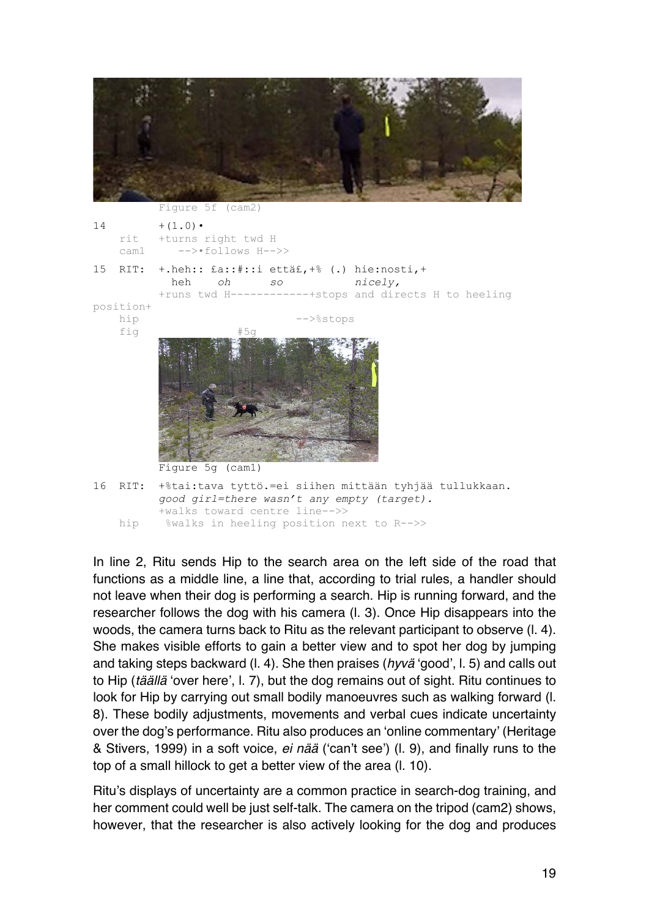Figure 5f (cam2)

```
14          +(1.0)•
    rit     +turns right twd H
    cam1       -->•follows H-->>

15  RIT:    +.heh:: £a::#::i että£,+% (.) hie:nosti,+
              heh     oh       so            nicely,
            +runs twd H------------+stops and directs H to heeling
position+
    hip                            -->%stops
    fig                  #5g
```

Figure 5g (cam1)

```
16  RIT:    +%tai:tava tyttö.=ei siihen mittään tyhjää tullukkaan.
            good girl=there wasn't any empty (target).
            +walks toward centre line-->>
    hip      %walks in heeling position next to R-->>
```

In line 2, Ritu sends Hip to the search area on the left side of the road that functions as a middle line, a line that, according to trial rules, a handler should not leave when their dog is performing a search. Hip is running forward, and the researcher follows the dog with his camera (l. 3). Once Hip disappears into the woods, the camera turns back to Ritu as the relevant participant to observe (l. 4). She makes visible efforts to gain a better view and to spot her dog by jumping and taking steps backward (l. 4). She then praises (*hyvä* 'good', l. 5) and calls out to Hip (*täällä* 'over here', l. 7), but the dog remains out of sight. Ritu continues to look for Hip by carrying out small bodily manoeuvres such as walking forward (l. 8). These bodily adjustments, movements and verbal cues indicate uncertainty over the dog's performance. Ritu also produces an 'online commentary' (Heritage & Stivers, 1999) in a soft voice, *ei nää* ('can't see') (l. 9), and finally runs to the top of a small hillock to get a better view of the area (l. 10).

Ritu's displays of uncertainty are a common practice in search-dog training, and her comment could well be just self-talk. The camera on the tripod (cam2) shows, however, that the researcher is also actively looking for the dog and produces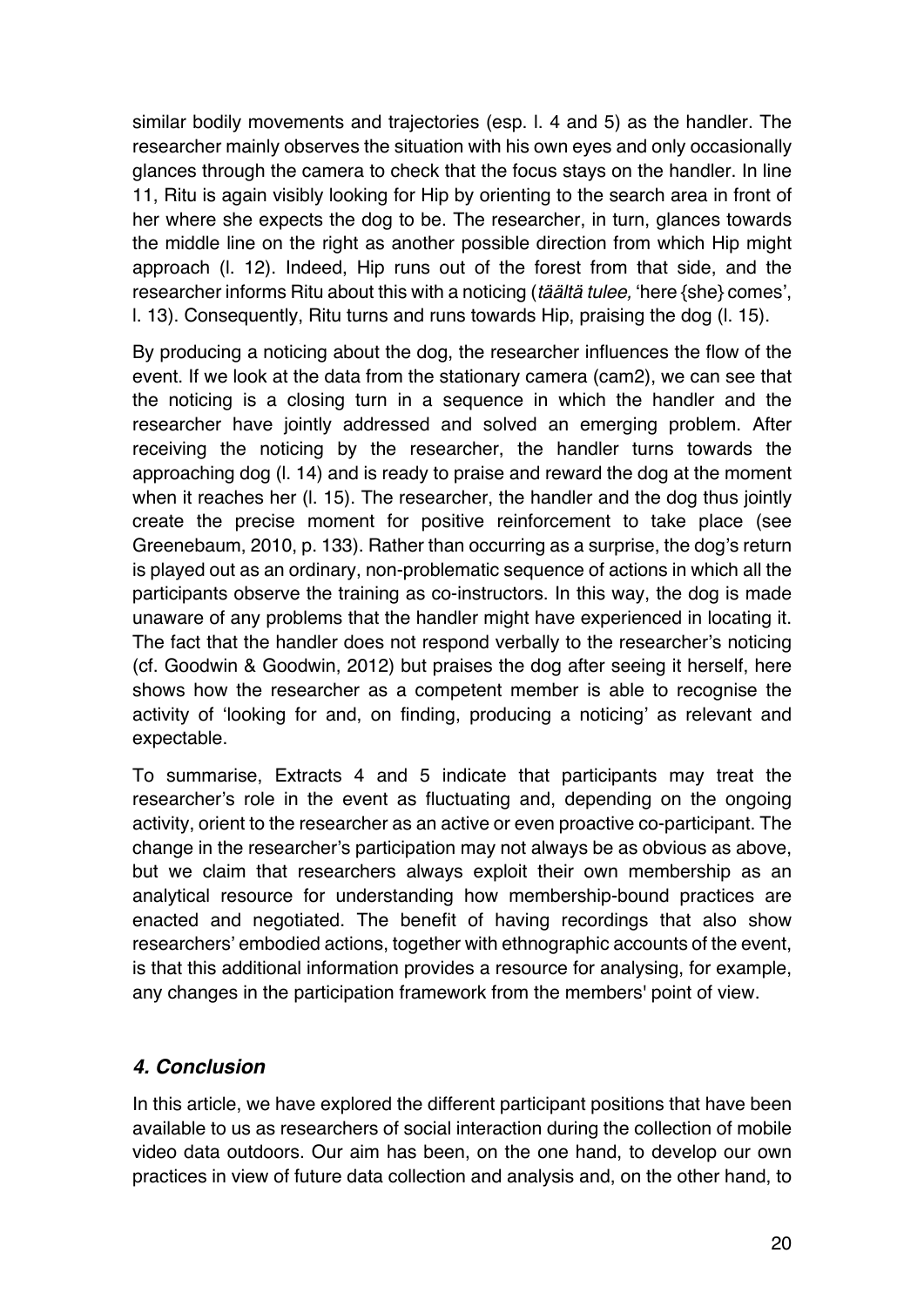similar bodily movements and trajectories (esp. l. 4 and 5) as the handler. The researcher mainly observes the situation with his own eyes and only occasionally glances through the camera to check that the focus stays on the handler. In line 11, Ritu is again visibly looking for Hip by orienting to the search area in front of her where she expects the dog to be. The researcher, in turn, glances towards the middle line on the right as another possible direction from which Hip might approach (l. 12). Indeed, Hip runs out of the forest from that side, and the researcher informs Ritu about this with a noticing (*täältä tulee,* 'here {she} comes', l. 13). Consequently, Ritu turns and runs towards Hip, praising the dog (l. 15).

By producing a noticing about the dog, the researcher influences the flow of the event. If we look at the data from the stationary camera (cam2), we can see that the noticing is a closing turn in a sequence in which the handler and the researcher have jointly addressed and solved an emerging problem. After receiving the noticing by the researcher, the handler turns towards the approaching dog (l. 14) and is ready to praise and reward the dog at the moment when it reaches her (l. 15). The researcher, the handler and the dog thus jointly create the precise moment for positive reinforcement to take place (see Greenebaum, 2010, p. 133). Rather than occurring as a surprise, the dog's return is played out as an ordinary, non-problematic sequence of actions in which all the participants observe the training as co-instructors. In this way, the dog is made unaware of any problems that the handler might have experienced in locating it. The fact that the handler does not respond verbally to the researcher's noticing (cf. Goodwin & Goodwin, 2012) but praises the dog after seeing it herself, here shows how the researcher as a competent member is able to recognise the activity of 'looking for and, on finding, producing a noticing' as relevant and expectable.

To summarise, Extracts 4 and 5 indicate that participants may treat the researcher's role in the event as fluctuating and, depending on the ongoing activity, orient to the researcher as an active or even proactive co-participant. The change in the researcher's participation may not always be as obvious as above, but we claim that researchers always exploit their own membership as an analytical resource for understanding how membership-bound practices are enacted and negotiated. The benefit of having recordings that also show researchers' embodied actions, together with ethnographic accounts of the event, is that this additional information provides a resource for analysing, for example, any changes in the participation framework from the members' point of view.

## *4. Conclusion*

In this article, we have explored the different participant positions that have been available to us as researchers of social interaction during the collection of mobile video data outdoors. Our aim has been, on the one hand, to develop our own practices in view of future data collection and analysis and, on the other hand, to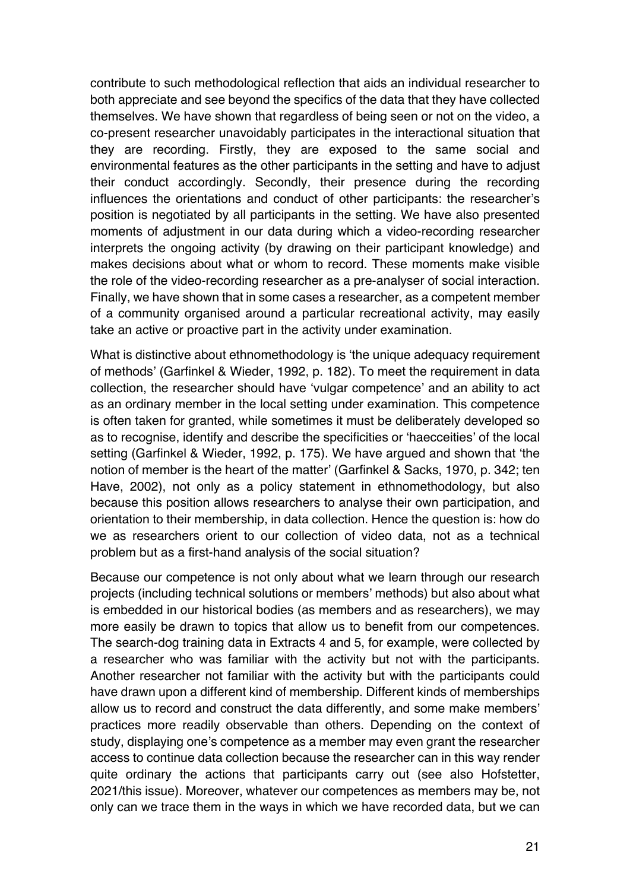contribute to such methodological reflection that aids an individual researcher to both appreciate and see beyond the specifics of the data that they have collected themselves. We have shown that regardless of being seen or not on the video, a co-present researcher unavoidably participates in the interactional situation that they are recording. Firstly, they are exposed to the same social and environmental features as the other participants in the setting and have to adjust their conduct accordingly. Secondly, their presence during the recording influences the orientations and conduct of other participants: the researcher's position is negotiated by all participants in the setting. We have also presented moments of adjustment in our data during which a video-recording researcher interprets the ongoing activity (by drawing on their participant knowledge) and makes decisions about what or whom to record. These moments make visible the role of the video-recording researcher as a pre-analyser of social interaction. Finally, we have shown that in some cases a researcher, as a competent member of a community organised around a particular recreational activity, may easily take an active or proactive part in the activity under examination.

What is distinctive about ethnomethodology is 'the unique adequacy requirement of methods' (Garfinkel & Wieder, 1992, p. 182). To meet the requirement in data collection, the researcher should have 'vulgar competence' and an ability to act as an ordinary member in the local setting under examination. This competence is often taken for granted, while sometimes it must be deliberately developed so as to recognise, identify and describe the specificities or 'haecceities' of the local setting (Garfinkel & Wieder, 1992, p. 175). We have argued and shown that 'the notion of member is the heart of the matter' (Garfinkel & Sacks, 1970, p. 342; ten Have, 2002), not only as a policy statement in ethnomethodology, but also because this position allows researchers to analyse their own participation, and orientation to their membership, in data collection. Hence the question is: how do we as researchers orient to our collection of video data, not as a technical problem but as a first-hand analysis of the social situation?

Because our competence is not only about what we learn through our research projects (including technical solutions or members' methods) but also about what is embedded in our historical bodies (as members and as researchers), we may more easily be drawn to topics that allow us to benefit from our competences. The search-dog training data in Extracts 4 and 5, for example, were collected by a researcher who was familiar with the activity but not with the participants. Another researcher not familiar with the activity but with the participants could have drawn upon a different kind of membership. Different kinds of memberships allow us to record and construct the data differently, and some make members' practices more readily observable than others. Depending on the context of study, displaying one's competence as a member may even grant the researcher access to continue data collection because the researcher can in this way render quite ordinary the actions that participants carry out (see also Hofstetter, 2021/this issue). Moreover, whatever our competences as members may be, not only can we trace them in the ways in which we have recorded data, but we can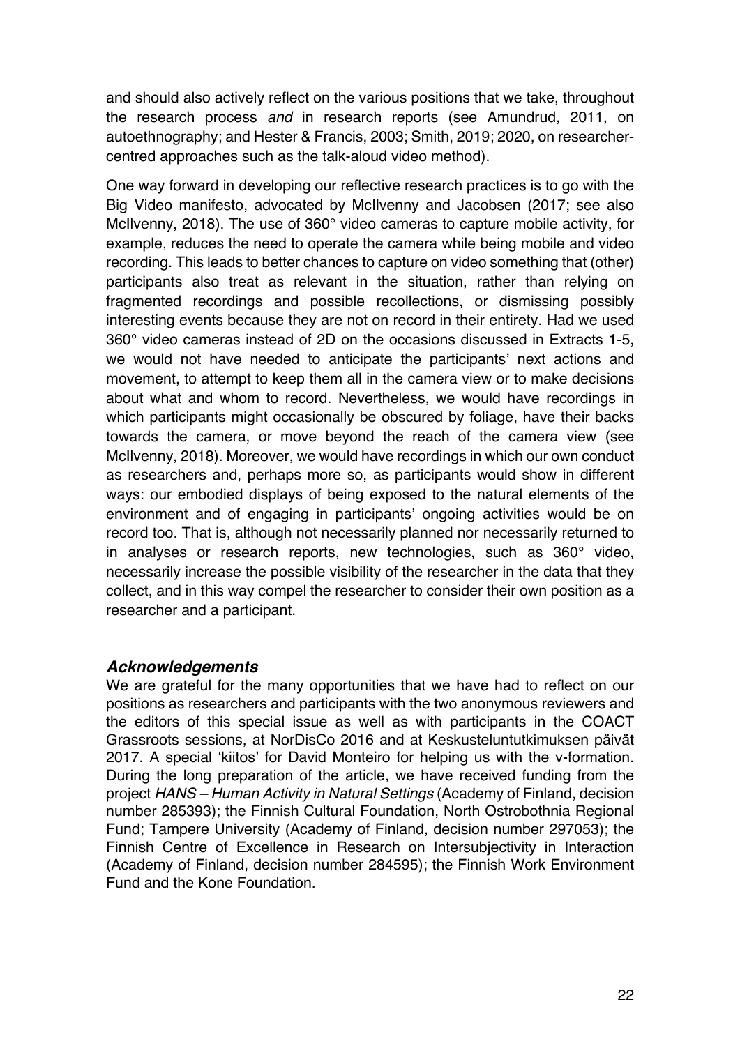and should also actively reflect on the various positions that we take, throughout the research process *and* in research reports (see Amundrud, 2011, on autoethnography; and Hester & Francis, 2003; Smith, 2019; 2020, on researcher-centred approaches such as the talk-aloud video method).

One way forward in developing our reflective research practices is to go with the Big Video manifesto, advocated by McIlvenny and Jacobsen (2017; see also McIlvenny, 2018). The use of 360° video cameras to capture mobile activity, for example, reduces the need to operate the camera while being mobile and video recording. This leads to better chances to capture on video something that (other) participants also treat as relevant in the situation, rather than relying on fragmented recordings and possible recollections, or dismissing possibly interesting events because they are not on record in their entirety. Had we used 360° video cameras instead of 2D on the occasions discussed in Extracts 1-5, we would not have needed to anticipate the participants' next actions and movement, to attempt to keep them all in the camera view or to make decisions about what and whom to record. Nevertheless, we would have recordings in which participants might occasionally be obscured by foliage, have their backs towards the camera, or move beyond the reach of the camera view (see McIlvenny, 2018). Moreover, we would have recordings in which our own conduct as researchers and, perhaps more so, as participants would show in different ways: our embodied displays of being exposed to the natural elements of the environment and of engaging in participants' ongoing activities would be on record too. That is, although not necessarily planned nor necessarily returned to in analyses or research reports, new technologies, such as 360° video, necessarily increase the possible visibility of the researcher in the data that they collect, and in this way compel the researcher to consider their own position as a researcher and a participant.

### *Acknowledgements*

We are grateful for the many opportunities that we have had to reflect on our positions as researchers and participants with the two anonymous reviewers and the editors of this special issue as well as with participants in the COACT Grassroots sessions, at NorDisCo 2016 and at Keskusteluntutkimuksen päivät 2017. A special 'kiitos' for David Monteiro for helping us with the v-formation. During the long preparation of the article, we have received funding from the project *HANS – Human Activity in Natural Settings* (Academy of Finland, decision number 285393); the Finnish Cultural Foundation, North Ostrobothnia Regional Fund; Tampere University (Academy of Finland, decision number 297053); the Finnish Centre of Excellence in Research on Intersubjectivity in Interaction (Academy of Finland, decision number 284595); the Finnish Work Environment Fund and the Kone Foundation.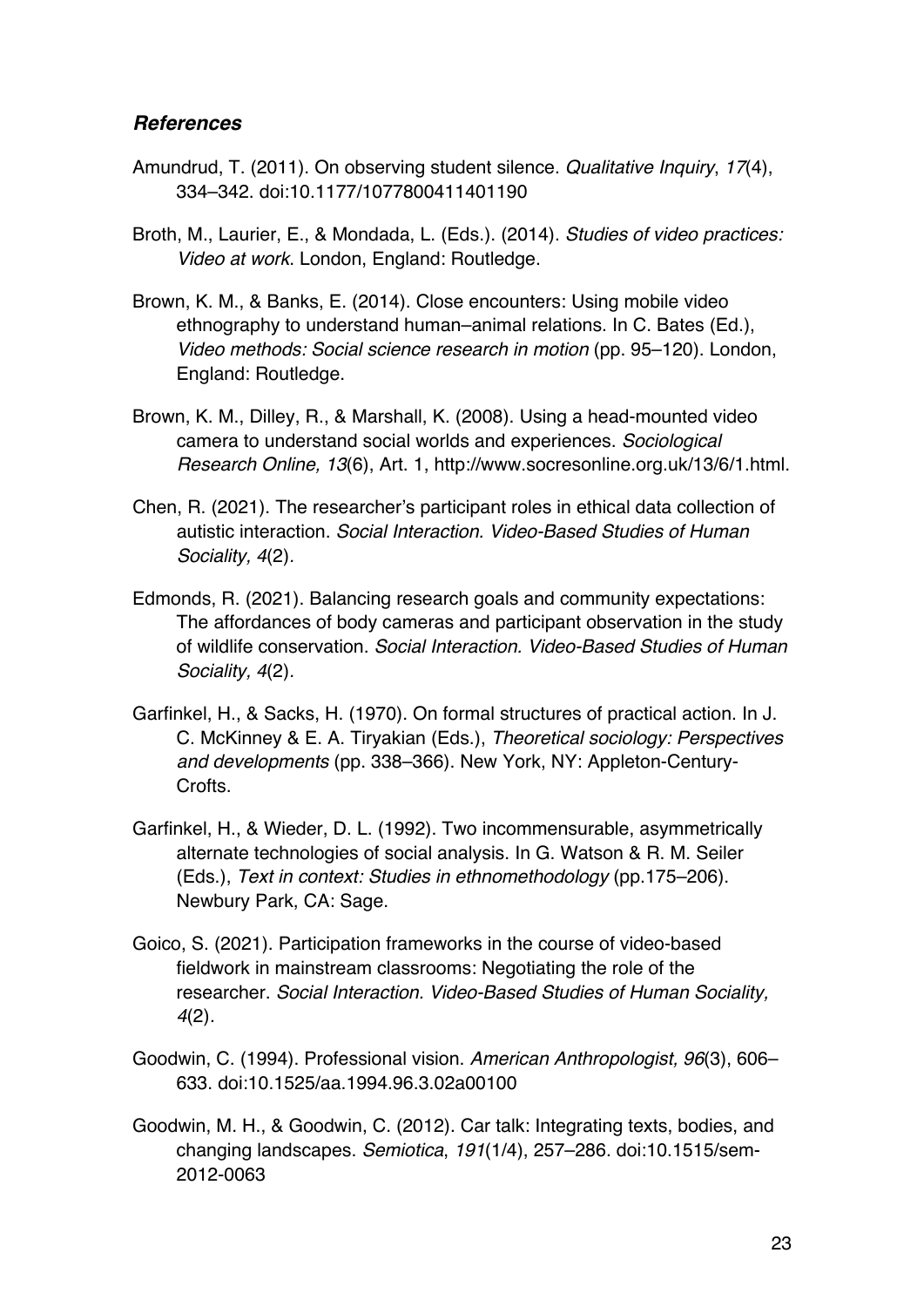### *References*

Amundrud, T. (2011). On observing student silence. *Qualitative Inquiry*, *17*(4), 334–342. doi:10.1177/1077800411401190

Broth, M., Laurier, E., & Mondada, L. (Eds.). (2014). *Studies of video practices: Video at work*. London, England: Routledge.

Brown, K. M., & Banks, E. (2014). Close encounters: Using mobile video ethnography to understand human–animal relations. In C. Bates (Ed.), *Video methods: Social science research in motion* (pp. 95–120). London, England: Routledge.

Brown, K. M., Dilley, R., & Marshall, K. (2008). Using a head-mounted video camera to understand social worlds and experiences. *Sociological Research Online, 13*(6), Art. 1, http://www.socresonline.org.uk/13/6/1.html.

Chen, R. (2021). The researcher's participant roles in ethical data collection of autistic interaction. *Social Interaction. Video-Based Studies of Human Sociality, 4*(2).

Edmonds, R. (2021). Balancing research goals and community expectations: The affordances of body cameras and participant observation in the study of wildlife conservation. *Social Interaction. Video-Based Studies of Human Sociality, 4*(2).

Garfinkel, H., & Sacks, H. (1970). On formal structures of practical action. In J. C. McKinney & E. A. Tiryakian (Eds.), *Theoretical sociology: Perspectives and developments* (pp. 338–366). New York, NY: Appleton-Century-Crofts.

Garfinkel, H., & Wieder, D. L. (1992). Two incommensurable, asymmetrically alternate technologies of social analysis. In G. Watson & R. M. Seiler (Eds.), *Text in context: Studies in ethnomethodology* (pp.175–206). Newbury Park, CA: Sage.

Goico, S. (2021). Participation frameworks in the course of video-based fieldwork in mainstream classrooms: Negotiating the role of the researcher. *Social Interaction. Video-Based Studies of Human Sociality, 4*(2).

Goodwin, C. (1994). Professional vision. *American Anthropologist, 96*(3), 606–633. doi:10.1525/aa.1994.96.3.02a00100

Goodwin, M. H., & Goodwin, C. (2012). Car talk: Integrating texts, bodies, and changing landscapes. *Semiotica*, *191*(1/4), 257–286. doi:10.1515/sem-2012-0063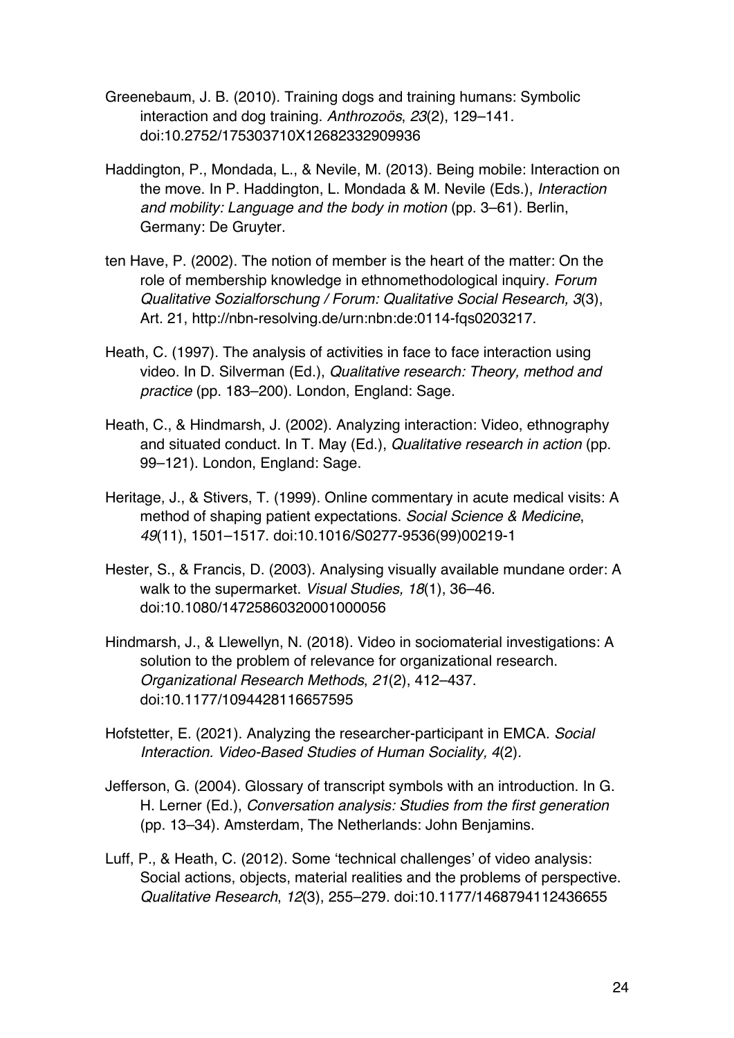Greenebaum, J. B. (2010). Training dogs and training humans: Symbolic interaction and dog training. *Anthrozoös*, *23*(2), 129–141. doi:10.2752/175303710X12682332909936

Haddington, P., Mondada, L., & Nevile, M. (2013). Being mobile: Interaction on the move. In P. Haddington, L. Mondada & M. Nevile (Eds.), *Interaction and mobility: Language and the body in motion* (pp. 3–61). Berlin, Germany: De Gruyter.

ten Have, P. (2002). The notion of member is the heart of the matter: On the role of membership knowledge in ethnomethodological inquiry. *Forum Qualitative Sozialforschung / Forum: Qualitative Social Research, 3*(3), Art. 21, http://nbn-resolving.de/urn:nbn:de:0114-fqs0203217.

Heath, C. (1997). The analysis of activities in face to face interaction using video. In D. Silverman (Ed.), *Qualitative research: Theory, method and practice* (pp. 183–200). London, England: Sage.

Heath, C., & Hindmarsh, J. (2002). Analyzing interaction: Video, ethnography and situated conduct. In T. May (Ed.), *Qualitative research in action* (pp. 99–121). London, England: Sage.

Heritage, J., & Stivers, T. (1999). Online commentary in acute medical visits: A method of shaping patient expectations. *Social Science & Medicine*, *49*(11), 1501–1517. doi:10.1016/S0277-9536(99)00219-1

Hester, S., & Francis, D. (2003). Analysing visually available mundane order: A walk to the supermarket. *Visual Studies, 18*(1), 36–46. doi:10.1080/14725860320001000056

Hindmarsh, J., & Llewellyn, N. (2018). Video in sociomaterial investigations: A solution to the problem of relevance for organizational research. *Organizational Research Methods*, *21*(2), 412–437. doi:10.1177/1094428116657595

Hofstetter, E. (2021). Analyzing the researcher-participant in EMCA. *Social Interaction. Video-Based Studies of Human Sociality, 4*(2).

Jefferson, G. (2004). Glossary of transcript symbols with an introduction. In G. H. Lerner (Ed.), *Conversation analysis: Studies from the first generation* (pp. 13–34). Amsterdam, The Netherlands: John Benjamins.

Luff, P., & Heath, C. (2012). Some 'technical challenges' of video analysis: Social actions, objects, material realities and the problems of perspective. *Qualitative Research*, *12*(3), 255–279. doi:10.1177/1468794112436655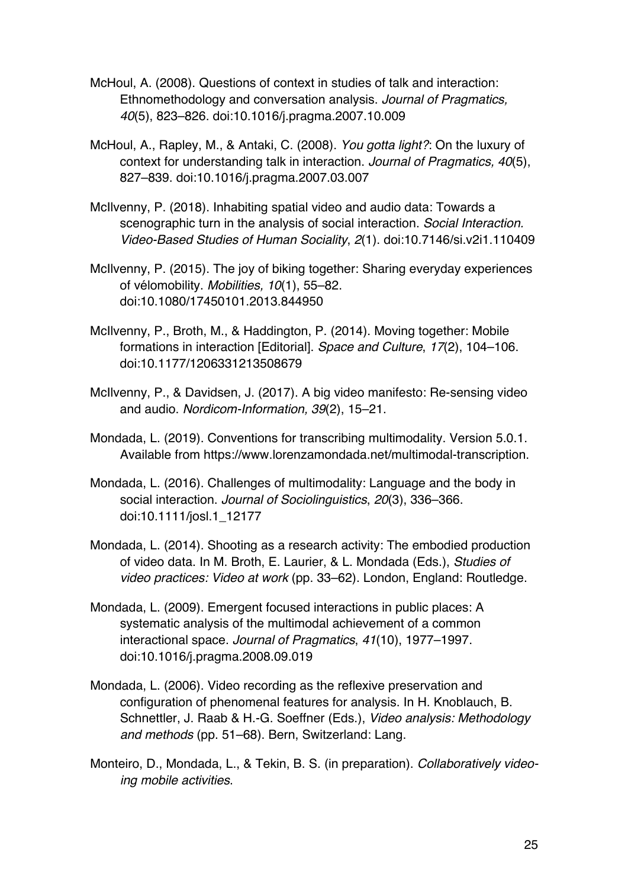McHoul, A. (2008). Questions of context in studies of talk and interaction: Ethnomethodology and conversation analysis. *Journal of Pragmatics, 40*(5), 823–826. doi:10.1016/j.pragma.2007.10.009

McHoul, A., Rapley, M., & Antaki, C. (2008). *You gotta light?*: On the luxury of context for understanding talk in interaction. *Journal of Pragmatics, 40*(5), 827–839. doi:10.1016/j.pragma.2007.03.007

McIlvenny, P. (2018). Inhabiting spatial video and audio data: Towards a scenographic turn in the analysis of social interaction. *Social Interaction. Video-Based Studies of Human Sociality*, *2*(1). doi:10.7146/si.v2i1.110409

McIlvenny, P. (2015). The joy of biking together: Sharing everyday experiences of vélomobility. *Mobilities, 10*(1), 55–82. doi:10.1080/17450101.2013.844950

McIlvenny, P., Broth, M., & Haddington, P. (2014). Moving together: Mobile formations in interaction [Editorial]. *Space and Culture*, *17*(2), 104–106. doi:10.1177/1206331213508679

McIlvenny, P., & Davidsen, J. (2017). A big video manifesto: Re-sensing video and audio. *Nordicom-Information, 39*(2), 15–21.

Mondada, L. (2019). Conventions for transcribing multimodality. Version 5.0.1. Available from https://www.lorenzamondada.net/multimodal-transcription.

Mondada, L. (2016). Challenges of multimodality: Language and the body in social interaction. *Journal of Sociolinguistics*, *20*(3), 336–366. doi:10.1111/josl.1_12177

Mondada, L. (2014). Shooting as a research activity: The embodied production of video data. In M. Broth, E. Laurier, & L. Mondada (Eds.), *Studies of video practices: Video at work* (pp. 33–62). London, England: Routledge.

Mondada, L. (2009). Emergent focused interactions in public places: A systematic analysis of the multimodal achievement of a common interactional space. *Journal of Pragmatics*, *41*(10), 1977–1997. doi:10.1016/j.pragma.2008.09.019

Mondada, L. (2006). Video recording as the reflexive preservation and configuration of phenomenal features for analysis. In H. Knoblauch, B. Schnettler, J. Raab & H.-G. Soeffner (Eds.), *Video analysis: Methodology and methods* (pp. 51–68). Bern, Switzerland: Lang.

Monteiro, D., Mondada, L., & Tekin, B. S. (in preparation). *Collaboratively video-ing mobile activities*.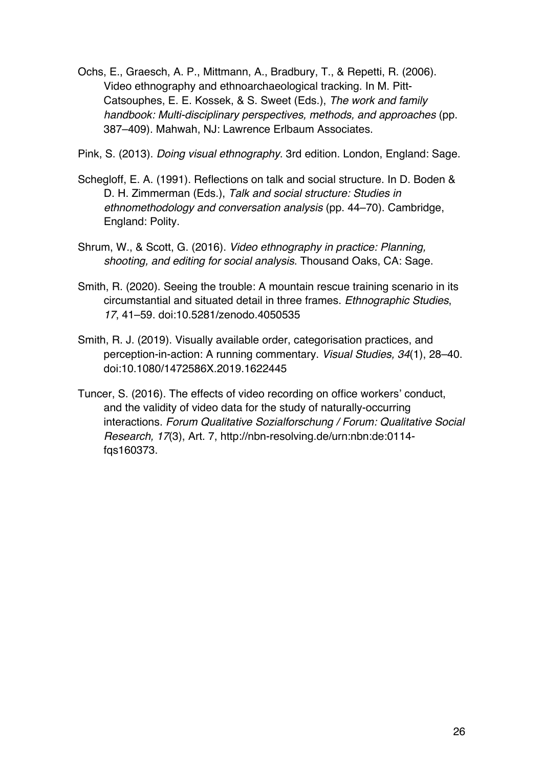Ochs, E., Graesch, A. P., Mittmann, A., Bradbury, T., & Repetti, R. (2006). Video ethnography and ethnoarchaeological tracking. In M. Pitt-Catsouphes, E. E. Kossek, & S. Sweet (Eds.), *The work and family handbook: Multi-disciplinary perspectives, methods, and approaches* (pp. 387–409). Mahwah, NJ: Lawrence Erlbaum Associates.

Pink, S. (2013). *Doing visual ethnography*. 3rd edition. London, England: Sage.

Schegloff, E. A. (1991). Reflections on talk and social structure. In D. Boden & D. H. Zimmerman (Eds.), *Talk and social structure: Studies in ethnomethodology and conversation analysis* (pp. 44–70). Cambridge, England: Polity.

Shrum, W., & Scott, G. (2016). *Video ethnography in practice: Planning, shooting, and editing for social analysis*. Thousand Oaks, CA: Sage.

Smith, R. (2020). Seeing the trouble: A mountain rescue training scenario in its circumstantial and situated detail in three frames. *Ethnographic Studies*, *17*, 41–59. doi:10.5281/zenodo.4050535

Smith, R. J. (2019). Visually available order, categorisation practices, and perception-in-action: A running commentary. *Visual Studies, 34*(1), 28–40. doi:10.1080/1472586X.2019.1622445

Tuncer, S. (2016). The effects of video recording on office workers' conduct, and the validity of video data for the study of naturally-occurring interactions. *Forum Qualitative Sozialforschung / Forum: Qualitative Social Research, 17*(3), Art. 7, http://nbn-resolving.de/urn:nbn:de:0114-fqs160373.